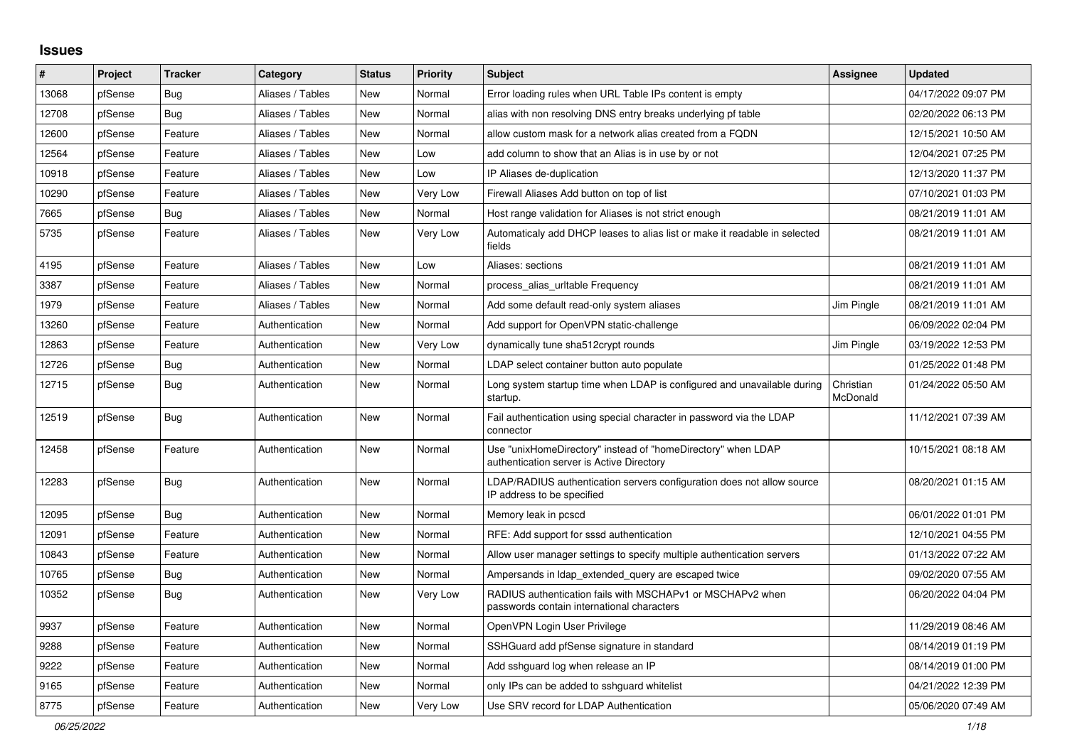# Issues

| # | Project | Tracker | Category | Status | Priority | Subject | Assignee | Updated |
|---|---|---|---|---|---|---|---|---|
| 13068 | pfSense | Bug | Aliases / Tables | New | Normal | Error loading rules when URL Table IPs content is empty | | 04/17/2022 09:07 PM |
| 12708 | pfSense | Bug | Aliases / Tables | New | Normal | alias with non resolving DNS entry breaks underlying pf table | | 02/20/2022 06:13 PM |
| 12600 | pfSense | Feature | Aliases / Tables | New | Normal | allow custom mask for a network alias created from a FQDN | | 12/15/2021 10:50 AM |
| 12564 | pfSense | Feature | Aliases / Tables | New | Low | add column to show that an Alias is in use by or not | | 12/04/2021 07:25 PM |
| 10918 | pfSense | Feature | Aliases / Tables | New | Low | IP Aliases de-duplication | | 12/13/2020 11:37 PM |
| 10290 | pfSense | Feature | Aliases / Tables | New | Very Low | Firewall Aliases Add button on top of list | | 07/10/2021 01:03 PM |
| 7665 | pfSense | Bug | Aliases / Tables | New | Normal | Host range validation for Aliases is not strict enough | | 08/21/2019 11:01 AM |
| 5735 | pfSense | Feature | Aliases / Tables | New | Very Low | Automaticaly add DHCP leases to alias list or make it readable in selected fields | | 08/21/2019 11:01 AM |
| 4195 | pfSense | Feature | Aliases / Tables | New | Low | Aliases: sections | | 08/21/2019 11:01 AM |
| 3387 | pfSense | Feature | Aliases / Tables | New | Normal | process_alias_urltable Frequency | | 08/21/2019 11:01 AM |
| 1979 | pfSense | Feature | Aliases / Tables | New | Normal | Add some default read-only system aliases | Jim Pingle | 08/21/2019 11:01 AM |
| 13260 | pfSense | Feature | Authentication | New | Normal | Add support for OpenVPN static-challenge | | 06/09/2022 02:04 PM |
| 12863 | pfSense | Feature | Authentication | New | Very Low | dynamically tune sha512crypt rounds | Jim Pingle | 03/19/2022 12:53 PM |
| 12726 | pfSense | Bug | Authentication | New | Normal | LDAP select container button auto populate | | 01/25/2022 01:48 PM |
| 12715 | pfSense | Bug | Authentication | New | Normal | Long system startup time when LDAP is configured and unavailable during startup. | Christian McDonald | 01/24/2022 05:50 AM |
| 12519 | pfSense | Bug | Authentication | New | Normal | Fail authentication using special character in password via the LDAP connector | | 11/12/2021 07:39 AM |
| 12458 | pfSense | Feature | Authentication | New | Normal | Use "unixHomeDirectory" instead of "homeDirectory" when LDAP authentication server is Active Directory | | 10/15/2021 08:18 AM |
| 12283 | pfSense | Bug | Authentication | New | Normal | LDAP/RADIUS authentication servers configuration does not allow source IP address to be specified | | 08/20/2021 01:15 AM |
| 12095 | pfSense | Bug | Authentication | New | Normal | Memory leak in pcscd | | 06/01/2022 01:01 PM |
| 12091 | pfSense | Feature | Authentication | New | Normal | RFE: Add support for sssd authentication | | 12/10/2021 04:55 PM |
| 10843 | pfSense | Feature | Authentication | New | Normal | Allow user manager settings to specify multiple authentication servers | | 01/13/2022 07:22 AM |
| 10765 | pfSense | Bug | Authentication | New | Normal | Ampersands in ldap_extended_query are escaped twice | | 09/02/2020 07:55 AM |
| 10352 | pfSense | Bug | Authentication | New | Very Low | RADIUS authentication fails with MSCHAPv1 or MSCHAPv2 when passwords contain international characters | | 06/20/2022 04:04 PM |
| 9937 | pfSense | Feature | Authentication | New | Normal | OpenVPN Login User Privilege | | 11/29/2019 08:46 AM |
| 9288 | pfSense | Feature | Authentication | New | Normal | SSHGuard add pfSense signature in standard | | 08/14/2019 01:19 PM |
| 9222 | pfSense | Feature | Authentication | New | Normal | Add sshguard log when release an IP | | 08/14/2019 01:00 PM |
| 9165 | pfSense | Feature | Authentication | New | Normal | only IPs can be added to sshguard whitelist | | 04/21/2022 12:39 PM |
| 8775 | pfSense | Feature | Authentication | New | Very Low | Use SRV record for LDAP Authentication | | 05/06/2020 07:49 AM |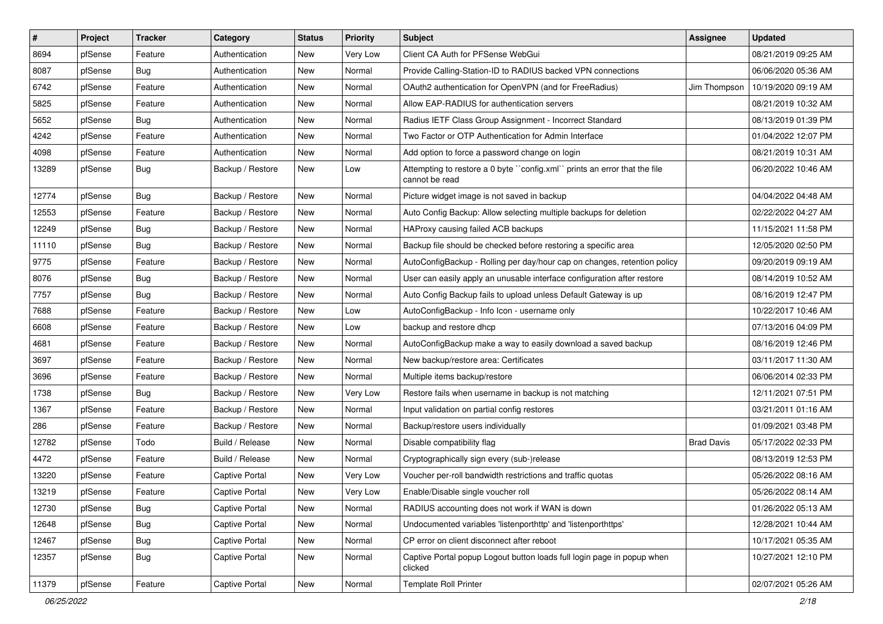| # | Project | Tracker | Category | Status | Priority | Subject | Assignee | Updated |
|---|---|---|---|---|---|---|---|---|
| 8694 | pfSense | Feature | Authentication | New | Very Low | Client CA Auth for PFSense WebGui | | 08/21/2019 09:25 AM |
| 8087 | pfSense | Bug | Authentication | New | Normal | Provide Calling-Station-ID to RADIUS backed VPN connections | | 06/06/2020 05:36 AM |
| 6742 | pfSense | Feature | Authentication | New | Normal | OAuth2 authentication for OpenVPN (and for FreeRadius) | Jim Thompson | 10/19/2020 09:19 AM |
| 5825 | pfSense | Feature | Authentication | New | Normal | Allow EAP-RADIUS for authentication servers | | 08/21/2019 10:32 AM |
| 5652 | pfSense | Bug | Authentication | New | Normal | Radius IETF Class Group Assignment - Incorrect Standard | | 08/13/2019 01:39 PM |
| 4242 | pfSense | Feature | Authentication | New | Normal | Two Factor or OTP Authentication for Admin Interface | | 01/04/2022 12:07 PM |
| 4098 | pfSense | Feature | Authentication | New | Normal | Add option to force a password change on login | | 08/21/2019 10:31 AM |
| 13289 | pfSense | Bug | Backup / Restore | New | Low | Attempting to restore a 0 byte ``config.xml`` prints an error that the file cannot be read | | 06/20/2022 10:46 AM |
| 12774 | pfSense | Bug | Backup / Restore | New | Normal | Picture widget image is not saved in backup | | 04/04/2022 04:48 AM |
| 12553 | pfSense | Feature | Backup / Restore | New | Normal | Auto Config Backup: Allow selecting multiple backups for deletion | | 02/22/2022 04:27 AM |
| 12249 | pfSense | Bug | Backup / Restore | New | Normal | HAProxy causing failed ACB backups | | 11/15/2021 11:58 PM |
| 11110 | pfSense | Bug | Backup / Restore | New | Normal | Backup file should be checked before restoring a specific area | | 12/05/2020 02:50 PM |
| 9775 | pfSense | Feature | Backup / Restore | New | Normal | AutoConfigBackup - Rolling per day/hour cap on changes, retention policy | | 09/20/2019 09:19 AM |
| 8076 | pfSense | Bug | Backup / Restore | New | Normal | User can easily apply an unusable interface configuration after restore | | 08/14/2019 10:52 AM |
| 7757 | pfSense | Bug | Backup / Restore | New | Normal | Auto Config Backup fails to upload unless Default Gateway is up | | 08/16/2019 12:47 PM |
| 7688 | pfSense | Feature | Backup / Restore | New | Low | AutoConfigBackup - Info Icon - username only | | 10/22/2017 10:46 AM |
| 6608 | pfSense | Feature | Backup / Restore | New | Low | backup and restore dhcp | | 07/13/2016 04:09 PM |
| 4681 | pfSense | Feature | Backup / Restore | New | Normal | AutoConfigBackup make a way to easily download a saved backup | | 08/16/2019 12:46 PM |
| 3697 | pfSense | Feature | Backup / Restore | New | Normal | New backup/restore area: Certificates | | 03/11/2017 11:30 AM |
| 3696 | pfSense | Feature | Backup / Restore | New | Normal | Multiple items backup/restore | | 06/06/2014 02:33 PM |
| 1738 | pfSense | Bug | Backup / Restore | New | Very Low | Restore fails when username in backup is not matching | | 12/11/2021 07:51 PM |
| 1367 | pfSense | Feature | Backup / Restore | New | Normal | Input validation on partial config restores | | 03/21/2011 01:16 AM |
| 286 | pfSense | Feature | Backup / Restore | New | Normal | Backup/restore users individually | | 01/09/2021 03:48 PM |
| 12782 | pfSense | Todo | Build / Release | New | Normal | Disable compatibility flag | Brad Davis | 05/17/2022 02:33 PM |
| 4472 | pfSense | Feature | Build / Release | New | Normal | Cryptographically sign every (sub-)release | | 08/13/2019 12:53 PM |
| 13220 | pfSense | Feature | Captive Portal | New | Very Low | Voucher per-roll bandwidth restrictions and traffic quotas | | 05/26/2022 08:16 AM |
| 13219 | pfSense | Feature | Captive Portal | New | Very Low | Enable/Disable single voucher roll | | 05/26/2022 08:14 AM |
| 12730 | pfSense | Bug | Captive Portal | New | Normal | RADIUS accounting does not work if WAN is down | | 01/26/2022 05:13 AM |
| 12648 | pfSense | Bug | Captive Portal | New | Normal | Undocumented variables 'listenporthttp' and 'listenporthttps' | | 12/28/2021 10:44 AM |
| 12467 | pfSense | Bug | Captive Portal | New | Normal | CP error on client disconnect after reboot | | 10/17/2021 05:35 AM |
| 12357 | pfSense | Bug | Captive Portal | New | Normal | Captive Portal popup Logout button loads full login page in popup when clicked | | 10/27/2021 12:10 PM |
| 11379 | pfSense | Feature | Captive Portal | New | Normal | Template Roll Printer | | 02/07/2021 05:26 AM |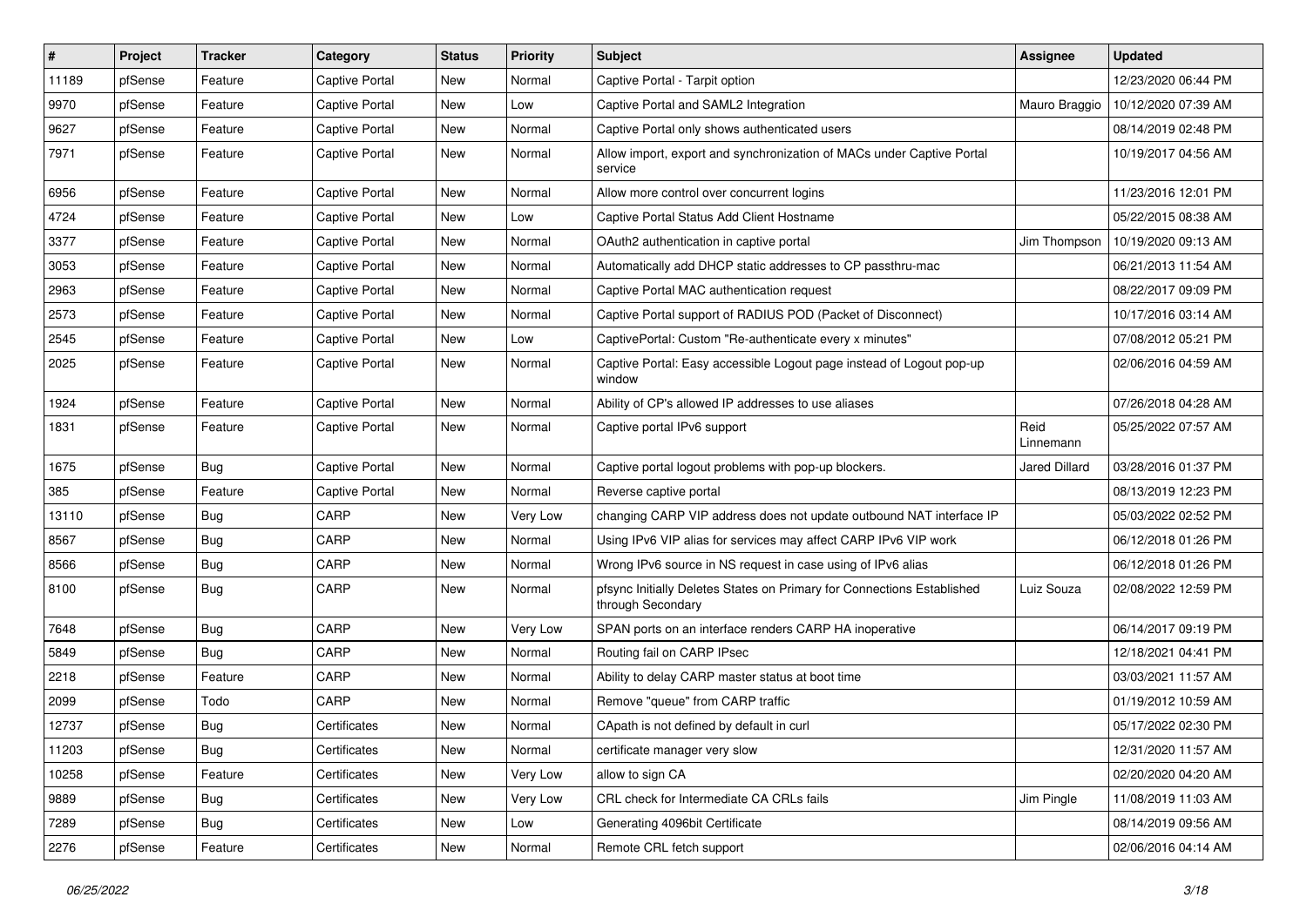| # | Project | Tracker | Category | Status | Priority | Subject | Assignee | Updated |
| --- | --- | --- | --- | --- | --- | --- | --- | --- |
| 11189 | pfSense | Feature | Captive Portal | New | Normal | Captive Portal - Tarpit option | | 12/23/2020 06:44 PM |
| 9970 | pfSense | Feature | Captive Portal | New | Low | Captive Portal and SAML2 Integration | Mauro Braggio | 10/12/2020 07:39 AM |
| 9627 | pfSense | Feature | Captive Portal | New | Normal | Captive Portal only shows authenticated users | | 08/14/2019 02:48 PM |
| 7971 | pfSense | Feature | Captive Portal | New | Normal | Allow import, export and synchronization of MACs under Captive Portal service | | 10/19/2017 04:56 AM |
| 6956 | pfSense | Feature | Captive Portal | New | Normal | Allow more control over concurrent logins | | 11/23/2016 12:01 PM |
| 4724 | pfSense | Feature | Captive Portal | New | Low | Captive Portal Status Add Client Hostname | | 05/22/2015 08:38 AM |
| 3377 | pfSense | Feature | Captive Portal | New | Normal | OAuth2 authentication in captive portal | Jim Thompson | 10/19/2020 09:13 AM |
| 3053 | pfSense | Feature | Captive Portal | New | Normal | Automatically add DHCP static addresses to CP passthru-mac | | 06/21/2013 11:54 AM |
| 2963 | pfSense | Feature | Captive Portal | New | Normal | Captive Portal MAC authentication request | | 08/22/2017 09:09 PM |
| 2573 | pfSense | Feature | Captive Portal | New | Normal | Captive Portal support of RADIUS POD (Packet of Disconnect) | | 10/17/2016 03:14 AM |
| 2545 | pfSense | Feature | Captive Portal | New | Low | CaptivePortal: Custom "Re-authenticate every x minutes" | | 07/08/2012 05:21 PM |
| 2025 | pfSense | Feature | Captive Portal | New | Normal | Captive Portal: Easy accessible Logout page instead of Logout pop-up window | | 02/06/2016 04:59 AM |
| 1924 | pfSense | Feature | Captive Portal | New | Normal | Ability of CP's allowed IP addresses to use aliases | | 07/26/2018 04:28 AM |
| 1831 | pfSense | Feature | Captive Portal | New | Normal | Captive portal IPv6 support | Reid Linnemann | 05/25/2022 07:57 AM |
| 1675 | pfSense | Bug | Captive Portal | New | Normal | Captive portal logout problems with pop-up blockers. | Jared Dillard | 03/28/2016 01:37 PM |
| 385 | pfSense | Feature | Captive Portal | New | Normal | Reverse captive portal | | 08/13/2019 12:23 PM |
| 13110 | pfSense | Bug | CARP | New | Very Low | changing CARP VIP address does not update outbound NAT interface IP | | 05/03/2022 02:52 PM |
| 8567 | pfSense | Bug | CARP | New | Normal | Using IPv6 VIP alias for services may affect CARP IPv6 VIP work | | 06/12/2018 01:26 PM |
| 8566 | pfSense | Bug | CARP | New | Normal | Wrong IPv6 source in NS request in case using of IPv6 alias | | 06/12/2018 01:26 PM |
| 8100 | pfSense | Bug | CARP | New | Normal | pfsync Initially Deletes States on Primary for Connections Established through Secondary | Luiz Souza | 02/08/2022 12:59 PM |
| 7648 | pfSense | Bug | CARP | New | Very Low | SPAN ports on an interface renders CARP HA inoperative | | 06/14/2017 09:19 PM |
| 5849 | pfSense | Bug | CARP | New | Normal | Routing fail on CARP IPsec | | 12/18/2021 04:41 PM |
| 2218 | pfSense | Feature | CARP | New | Normal | Ability to delay CARP master status at boot time | | 03/03/2021 11:57 AM |
| 2099 | pfSense | Todo | CARP | New | Normal | Remove "queue" from CARP traffic | | 01/19/2012 10:59 AM |
| 12737 | pfSense | Bug | Certificates | New | Normal | CApath is not defined by default in curl | | 05/17/2022 02:30 PM |
| 11203 | pfSense | Bug | Certificates | New | Normal | certificate manager very slow | | 12/31/2020 11:57 AM |
| 10258 | pfSense | Feature | Certificates | New | Very Low | allow to sign CA | | 02/20/2020 04:20 AM |
| 9889 | pfSense | Bug | Certificates | New | Very Low | CRL check for Intermediate CA CRLs fails | Jim Pingle | 11/08/2019 11:03 AM |
| 7289 | pfSense | Bug | Certificates | New | Low | Generating 4096bit Certificate | | 08/14/2019 09:56 AM |
| 2276 | pfSense | Feature | Certificates | New | Normal | Remote CRL fetch support | | 02/06/2016 04:14 AM |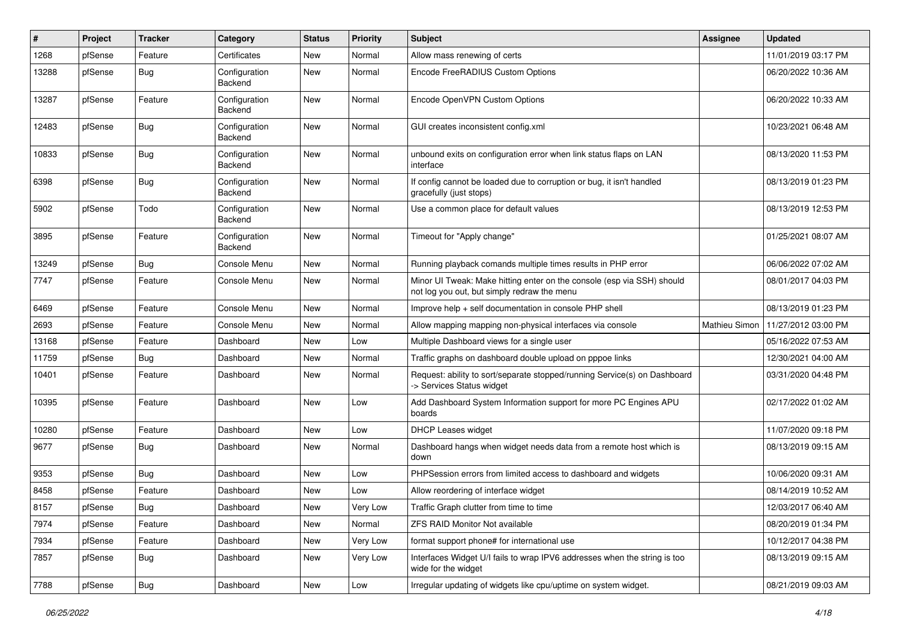| # | Project | Tracker | Category | Status | Priority | Subject | Assignee | Updated |
|---|---|---|---|---|---|---|---|---|
| 1268 | pfSense | Feature | Certificates | New | Normal | Allow mass renewing of certs | | 11/01/2019 03:17 PM |
| 13288 | pfSense | Bug | Configuration Backend | New | Normal | Encode FreeRADIUS Custom Options | | 06/20/2022 10:36 AM |
| 13287 | pfSense | Feature | Configuration Backend | New | Normal | Encode OpenVPN Custom Options | | 06/20/2022 10:33 AM |
| 12483 | pfSense | Bug | Configuration Backend | New | Normal | GUI creates inconsistent config.xml | | 10/23/2021 06:48 AM |
| 10833 | pfSense | Bug | Configuration Backend | New | Normal | unbound exits on configuration error when link status flaps on LAN interface | | 08/13/2020 11:53 PM |
| 6398 | pfSense | Bug | Configuration Backend | New | Normal | If config cannot be loaded due to corruption or bug, it isn't handled gracefully (just stops) | | 08/13/2019 01:23 PM |
| 5902 | pfSense | Todo | Configuration Backend | New | Normal | Use a common place for default values | | 08/13/2019 12:53 PM |
| 3895 | pfSense | Feature | Configuration Backend | New | Normal | Timeout for "Apply change" | | 01/25/2021 08:07 AM |
| 13249 | pfSense | Bug | Console Menu | New | Normal | Running playback comands multiple times results in PHP error | | 06/06/2022 07:02 AM |
| 7747 | pfSense | Feature | Console Menu | New | Normal | Minor UI Tweak: Make hitting enter on the console (esp via SSH) should not log you out, but simply redraw the menu | | 08/01/2017 04:03 PM |
| 6469 | pfSense | Feature | Console Menu | New | Normal | Improve help + self documentation in console PHP shell | | 08/13/2019 01:23 PM |
| 2693 | pfSense | Feature | Console Menu | New | Normal | Allow mapping mapping non-physical interfaces via console | Mathieu Simon | 11/27/2012 03:00 PM |
| 13168 | pfSense | Feature | Dashboard | New | Low | Multiple Dashboard views for a single user | | 05/16/2022 07:53 AM |
| 11759 | pfSense | Bug | Dashboard | New | Normal | Traffic graphs on dashboard double upload on pppoe links | | 12/30/2021 04:00 AM |
| 10401 | pfSense | Feature | Dashboard | New | Normal | Request: ability to sort/separate stopped/running Service(s) on Dashboard -> Services Status widget | | 03/31/2020 04:48 PM |
| 10395 | pfSense | Feature | Dashboard | New | Low | Add Dashboard System Information support for more PC Engines APU boards | | 02/17/2022 01:02 AM |
| 10280 | pfSense | Feature | Dashboard | New | Low | DHCP Leases widget | | 11/07/2020 09:18 PM |
| 9677 | pfSense | Bug | Dashboard | New | Normal | Dashboard hangs when widget needs data from a remote host which is down | | 08/13/2019 09:15 AM |
| 9353 | pfSense | Bug | Dashboard | New | Low | PHPSession errors from limited access to dashboard and widgets | | 10/06/2020 09:31 AM |
| 8458 | pfSense | Feature | Dashboard | New | Low | Allow reordering of interface widget | | 08/14/2019 10:52 AM |
| 8157 | pfSense | Bug | Dashboard | New | Very Low | Traffic Graph clutter from time to time | | 12/03/2017 06:40 AM |
| 7974 | pfSense | Feature | Dashboard | New | Normal | ZFS RAID Monitor Not available | | 08/20/2019 01:34 PM |
| 7934 | pfSense | Feature | Dashboard | New | Very Low | format support phone# for international use | | 10/12/2017 04:38 PM |
| 7857 | pfSense | Bug | Dashboard | New | Very Low | Interfaces Widget U/I fails to wrap IPV6 addresses when the string is too wide for the widget | | 08/13/2019 09:15 AM |
| 7788 | pfSense | Bug | Dashboard | New | Low | Irregular updating of widgets like cpu/uptime on system widget. | | 08/21/2019 09:03 AM |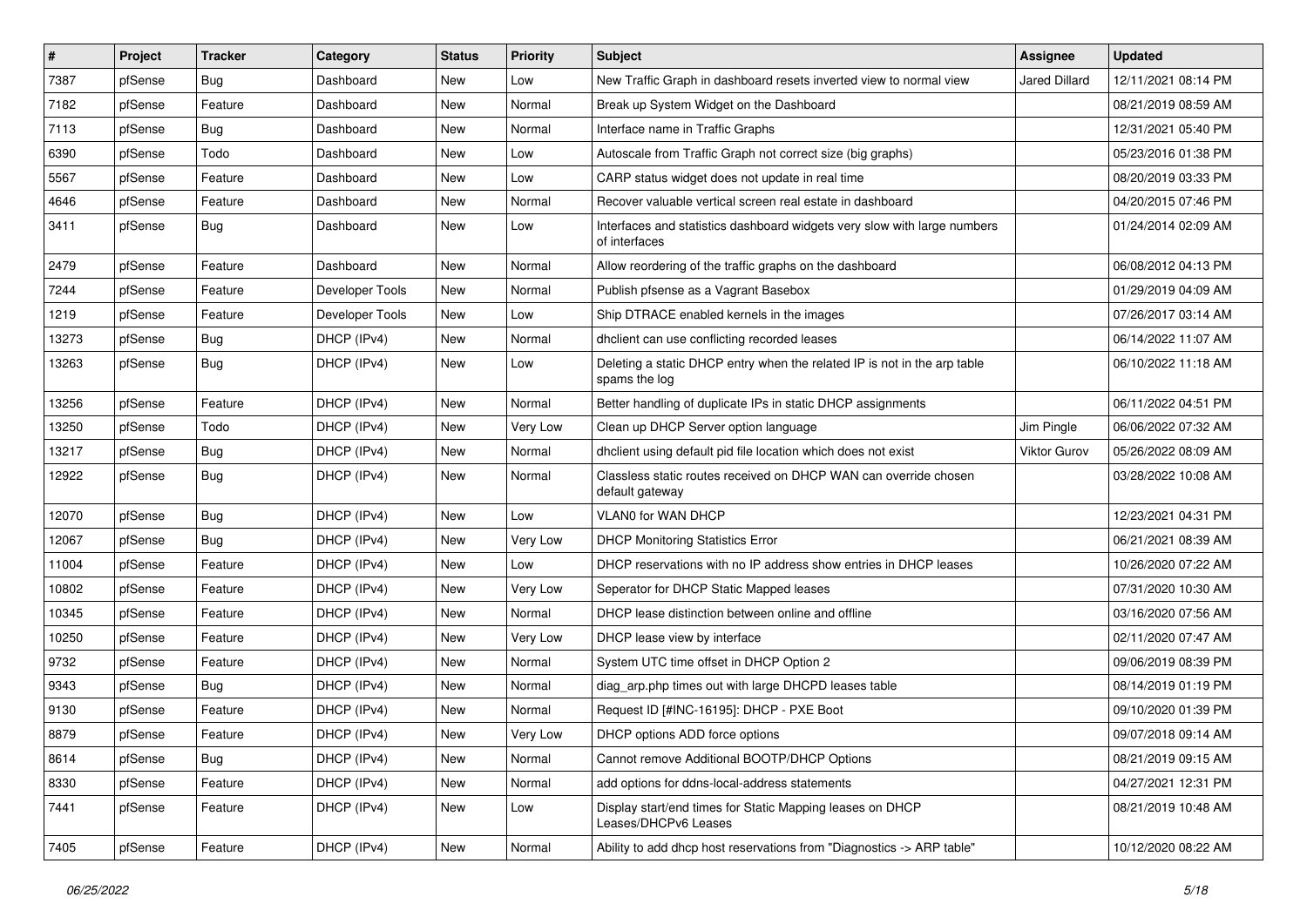| # | Project | Tracker | Category | Status | Priority | Subject | Assignee | Updated |
|---|---|---|---|---|---|---|---|---|
| 7387 | pfSense | Bug | Dashboard | New | Low | New Traffic Graph in dashboard resets inverted view to normal view | Jared Dillard | 12/11/2021 08:14 PM |
| 7182 | pfSense | Feature | Dashboard | New | Normal | Break up System Widget on the Dashboard | | 08/21/2019 08:59 AM |
| 7113 | pfSense | Bug | Dashboard | New | Normal | Interface name in Traffic Graphs | | 12/31/2021 05:40 PM |
| 6390 | pfSense | Todo | Dashboard | New | Low | Autoscale from Traffic Graph not correct size (big graphs) | | 05/23/2016 01:38 PM |
| 5567 | pfSense | Feature | Dashboard | New | Low | CARP status widget does not update in real time | | 08/20/2019 03:33 PM |
| 4646 | pfSense | Feature | Dashboard | New | Normal | Recover valuable vertical screen real estate in dashboard | | 04/20/2015 07:46 PM |
| 3411 | pfSense | Bug | Dashboard | New | Low | Interfaces and statistics dashboard widgets very slow with large numbers of interfaces | | 01/24/2014 02:09 AM |
| 2479 | pfSense | Feature | Dashboard | New | Normal | Allow reordering of the traffic graphs on the dashboard | | 06/08/2012 04:13 PM |
| 7244 | pfSense | Feature | Developer Tools | New | Normal | Publish pfsense as a Vagrant Basebox | | 01/29/2019 04:09 AM |
| 1219 | pfSense | Feature | Developer Tools | New | Low | Ship DTRACE enabled kernels in the images | | 07/26/2017 03:14 AM |
| 13273 | pfSense | Bug | DHCP (IPv4) | New | Normal | dhclient can use conflicting recorded leases | | 06/14/2022 11:07 AM |
| 13263 | pfSense | Bug | DHCP (IPv4) | New | Low | Deleting a static DHCP entry when the related IP is not in the arp table spams the log | | 06/10/2022 11:18 AM |
| 13256 | pfSense | Feature | DHCP (IPv4) | New | Normal | Better handling of duplicate IPs in static DHCP assignments | | 06/11/2022 04:51 PM |
| 13250 | pfSense | Todo | DHCP (IPv4) | New | Very Low | Clean up DHCP Server option language | Jim Pingle | 06/06/2022 07:32 AM |
| 13217 | pfSense | Bug | DHCP (IPv4) | New | Normal | dhclient using default pid file location which does not exist | Viktor Gurov | 05/26/2022 08:09 AM |
| 12922 | pfSense | Bug | DHCP (IPv4) | New | Normal | Classless static routes received on DHCP WAN can override chosen default gateway | | 03/28/2022 10:08 AM |
| 12070 | pfSense | Bug | DHCP (IPv4) | New | Low | VLAN0 for WAN DHCP | | 12/23/2021 04:31 PM |
| 12067 | pfSense | Bug | DHCP (IPv4) | New | Very Low | DHCP Monitoring Statistics Error | | 06/21/2021 08:39 AM |
| 11004 | pfSense | Feature | DHCP (IPv4) | New | Low | DHCP reservations with no IP address show entries in DHCP leases | | 10/26/2020 07:22 AM |
| 10802 | pfSense | Feature | DHCP (IPv4) | New | Very Low | Seperator for DHCP Static Mapped leases | | 07/31/2020 10:30 AM |
| 10345 | pfSense | Feature | DHCP (IPv4) | New | Normal | DHCP lease distinction between online and offline | | 03/16/2020 07:56 AM |
| 10250 | pfSense | Feature | DHCP (IPv4) | New | Very Low | DHCP lease view by interface | | 02/11/2020 07:47 AM |
| 9732 | pfSense | Feature | DHCP (IPv4) | New | Normal | System UTC time offset in DHCP Option 2 | | 09/06/2019 08:39 PM |
| 9343 | pfSense | Bug | DHCP (IPv4) | New | Normal | diag_arp.php times out with large DHCPD leases table | | 08/14/2019 01:19 PM |
| 9130 | pfSense | Feature | DHCP (IPv4) | New | Normal | Request ID [#INC-16195]: DHCP - PXE Boot | | 09/10/2020 01:39 PM |
| 8879 | pfSense | Feature | DHCP (IPv4) | New | Very Low | DHCP options ADD force options | | 09/07/2018 09:14 AM |
| 8614 | pfSense | Bug | DHCP (IPv4) | New | Normal | Cannot remove Additional BOOTP/DHCP Options | | 08/21/2019 09:15 AM |
| 8330 | pfSense | Feature | DHCP (IPv4) | New | Normal | add options for ddns-local-address statements | | 04/27/2021 12:31 PM |
| 7441 | pfSense | Feature | DHCP (IPv4) | New | Low | Display start/end times for Static Mapping leases on DHCP Leases/DHCPv6 Leases | | 08/21/2019 10:48 AM |
| 7405 | pfSense | Feature | DHCP (IPv4) | New | Normal | Ability to add dhcp host reservations from "Diagnostics -> ARP table" | | 10/12/2020 08:22 AM |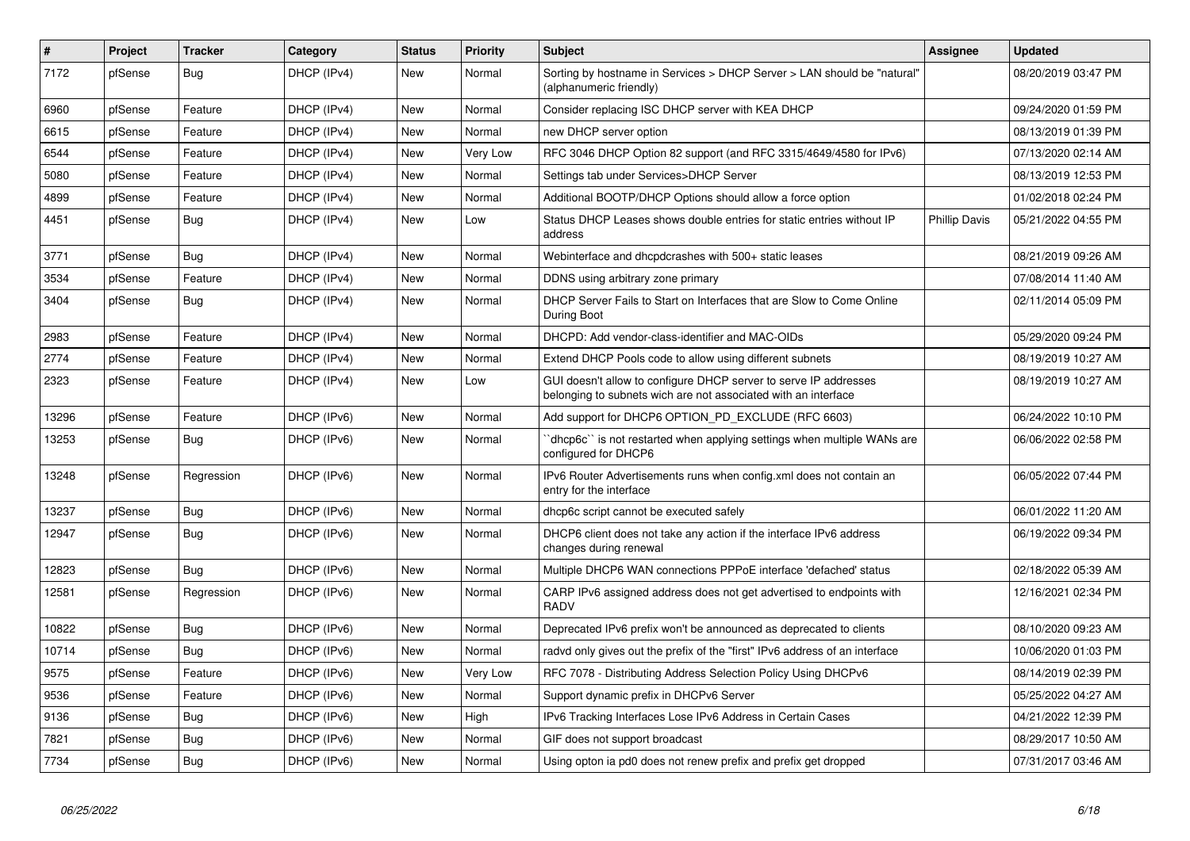| # | Project | Tracker | Category | Status | Priority | Subject | Assignee | Updated |
|---|---|---|---|---|---|---|---|---|
| 7172 | pfSense | Bug | DHCP (IPv4) | New | Normal | Sorting by hostname in Services > DHCP Server > LAN should be "natural" (alphanumeric friendly) | | 08/20/2019 03:47 PM |
| 6960 | pfSense | Feature | DHCP (IPv4) | New | Normal | Consider replacing ISC DHCP server with KEA DHCP | | 09/24/2020 01:59 PM |
| 6615 | pfSense | Feature | DHCP (IPv4) | New | Normal | new DHCP server option | | 08/13/2019 01:39 PM |
| 6544 | pfSense | Feature | DHCP (IPv4) | New | Very Low | RFC 3046 DHCP Option 82 support (and RFC 3315/4649/4580 for IPv6) | | 07/13/2020 02:14 AM |
| 5080 | pfSense | Feature | DHCP (IPv4) | New | Normal | Settings tab under Services>DHCP Server | | 08/13/2019 12:53 PM |
| 4899 | pfSense | Feature | DHCP (IPv4) | New | Normal | Additional BOOTP/DHCP Options should allow a force option | | 01/02/2018 02:24 PM |
| 4451 | pfSense | Bug | DHCP (IPv4) | New | Low | Status DHCP Leases shows double entries for static entries without IP address | Phillip Davis | 05/21/2022 04:55 PM |
| 3771 | pfSense | Bug | DHCP (IPv4) | New | Normal | Webinterface and dhcpdcrashes with 500+ static leases | | 08/21/2019 09:26 AM |
| 3534 | pfSense | Feature | DHCP (IPv4) | New | Normal | DDNS using arbitrary zone primary | | 07/08/2014 11:40 AM |
| 3404 | pfSense | Bug | DHCP (IPv4) | New | Normal | DHCP Server Fails to Start on Interfaces that are Slow to Come Online During Boot | | 02/11/2014 05:09 PM |
| 2983 | pfSense | Feature | DHCP (IPv4) | New | Normal | DHCPD: Add vendor-class-identifier and MAC-OIDs | | 05/29/2020 09:24 PM |
| 2774 | pfSense | Feature | DHCP (IPv4) | New | Normal | Extend DHCP Pools code to allow using different subnets | | 08/19/2019 10:27 AM |
| 2323 | pfSense | Feature | DHCP (IPv4) | New | Low | GUI doesn't allow to configure DHCP server to serve IP addresses belonging to subnets wich are not associated with an interface | | 08/19/2019 10:27 AM |
| 13296 | pfSense | Feature | DHCP (IPv6) | New | Normal | Add support for DHCP6 OPTION_PD_EXCLUDE (RFC 6603) | | 06/24/2022 10:10 PM |
| 13253 | pfSense | Bug | DHCP (IPv6) | New | Normal | ``dhcp6c`` is not restarted when applying settings when multiple WANs are configured for DHCP6 | | 06/06/2022 02:58 PM |
| 13248 | pfSense | Regression | DHCP (IPv6) | New | Normal | IPv6 Router Advertisements runs when config.xml does not contain an entry for the interface | | 06/05/2022 07:44 PM |
| 13237 | pfSense | Bug | DHCP (IPv6) | New | Normal | dhcp6c script cannot be executed safely | | 06/01/2022 11:20 AM |
| 12947 | pfSense | Bug | DHCP (IPv6) | New | Normal | DHCP6 client does not take any action if the interface IPv6 address changes during renewal | | 06/19/2022 09:34 PM |
| 12823 | pfSense | Bug | DHCP (IPv6) | New | Normal | Multiple DHCP6 WAN connections PPPoE interface 'defached' status | | 02/18/2022 05:39 AM |
| 12581 | pfSense | Regression | DHCP (IPv6) | New | Normal | CARP IPv6 assigned address does not get advertised to endpoints with RADV | | 12/16/2021 02:34 PM |
| 10822 | pfSense | Bug | DHCP (IPv6) | New | Normal | Deprecated IPv6 prefix won't be announced as deprecated to clients | | 08/10/2020 09:23 AM |
| 10714 | pfSense | Bug | DHCP (IPv6) | New | Normal | radvd only gives out the prefix of the "first" IPv6 address of an interface | | 10/06/2020 01:03 PM |
| 9575 | pfSense | Feature | DHCP (IPv6) | New | Very Low | RFC 7078 - Distributing Address Selection Policy Using DHCPv6 | | 08/14/2019 02:39 PM |
| 9536 | pfSense | Feature | DHCP (IPv6) | New | Normal | Support dynamic prefix in DHCPv6 Server | | 05/25/2022 04:27 AM |
| 9136 | pfSense | Bug | DHCP (IPv6) | New | High | IPv6 Tracking Interfaces Lose IPv6 Address in Certain Cases | | 04/21/2022 12:39 PM |
| 7821 | pfSense | Bug | DHCP (IPv6) | New | Normal | GIF does not support broadcast | | 08/29/2017 10:50 AM |
| 7734 | pfSense | Bug | DHCP (IPv6) | New | Normal | Using opton ia pd0 does not renew prefix and prefix get dropped | | 07/31/2017 03:46 AM |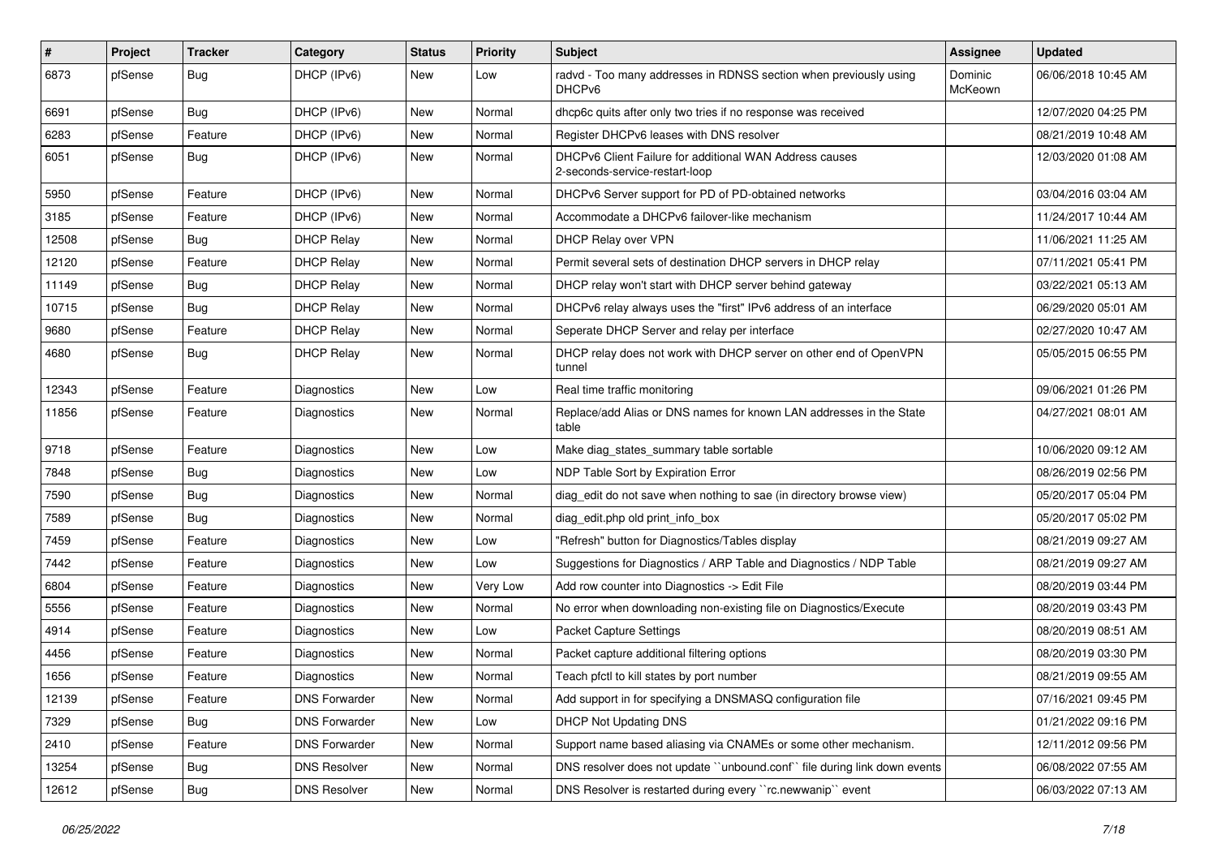| # | Project | Tracker | Category | Status | Priority | Subject | Assignee | Updated |
|---|---|---|---|---|---|---|---|---|
| 6873 | pfSense | Bug | DHCP (IPv6) | New | Low | radvd - Too many addresses in RDNSS section when previously using DHCPv6 | Dominic McKeown | 06/06/2018 10:45 AM |
| 6691 | pfSense | Bug | DHCP (IPv6) | New | Normal | dhcp6c quits after only two tries if no response was received | | 12/07/2020 04:25 PM |
| 6283 | pfSense | Feature | DHCP (IPv6) | New | Normal | Register DHCPv6 leases with DNS resolver | | 08/21/2019 10:48 AM |
| 6051 | pfSense | Bug | DHCP (IPv6) | New | Normal | DHCPv6 Client Failure for additional WAN Address causes 2-seconds-service-restart-loop | | 12/03/2020 01:08 AM |
| 5950 | pfSense | Feature | DHCP (IPv6) | New | Normal | DHCPv6 Server support for PD of PD-obtained networks | | 03/04/2016 03:04 AM |
| 3185 | pfSense | Feature | DHCP (IPv6) | New | Normal | Accommodate a DHCPv6 failover-like mechanism | | 11/24/2017 10:44 AM |
| 12508 | pfSense | Bug | DHCP Relay | New | Normal | DHCP Relay over VPN | | 11/06/2021 11:25 AM |
| 12120 | pfSense | Feature | DHCP Relay | New | Normal | Permit several sets of destination DHCP servers in DHCP relay | | 07/11/2021 05:41 PM |
| 11149 | pfSense | Bug | DHCP Relay | New | Normal | DHCP relay won't start with DHCP server behind gateway | | 03/22/2021 05:13 AM |
| 10715 | pfSense | Bug | DHCP Relay | New | Normal | DHCPv6 relay always uses the "first" IPv6 address of an interface | | 06/29/2020 05:01 AM |
| 9680 | pfSense | Feature | DHCP Relay | New | Normal | Seperate DHCP Server and relay per interface | | 02/27/2020 10:47 AM |
| 4680 | pfSense | Bug | DHCP Relay | New | Normal | DHCP relay does not work with DHCP server on other end of OpenVPN tunnel | | 05/05/2015 06:55 PM |
| 12343 | pfSense | Feature | Diagnostics | New | Low | Real time traffic monitoring | | 09/06/2021 01:26 PM |
| 11856 | pfSense | Feature | Diagnostics | New | Normal | Replace/add Alias or DNS names for known LAN addresses in the State table | | 04/27/2021 08:01 AM |
| 9718 | pfSense | Feature | Diagnostics | New | Low | Make diag_states_summary table sortable | | 10/06/2020 09:12 AM |
| 7848 | pfSense | Bug | Diagnostics | New | Low | NDP Table Sort by Expiration Error | | 08/26/2019 02:56 PM |
| 7590 | pfSense | Bug | Diagnostics | New | Normal | diag_edit do not save when nothing to sae (in directory browse view) | | 05/20/2017 05:04 PM |
| 7589 | pfSense | Bug | Diagnostics | New | Normal | diag_edit.php old print_info_box | | 05/20/2017 05:02 PM |
| 7459 | pfSense | Feature | Diagnostics | New | Low | "Refresh" button for Diagnostics/Tables display | | 08/21/2019 09:27 AM |
| 7442 | pfSense | Feature | Diagnostics | New | Low | Suggestions for Diagnostics / ARP Table and Diagnostics / NDP Table | | 08/21/2019 09:27 AM |
| 6804 | pfSense | Feature | Diagnostics | New | Very Low | Add row counter into Diagnostics -> Edit File | | 08/20/2019 03:44 PM |
| 5556 | pfSense | Feature | Diagnostics | New | Normal | No error when downloading non-existing file on Diagnostics/Execute | | 08/20/2019 03:43 PM |
| 4914 | pfSense | Feature | Diagnostics | New | Low | Packet Capture Settings | | 08/20/2019 08:51 AM |
| 4456 | pfSense | Feature | Diagnostics | New | Normal | Packet capture additional filtering options | | 08/20/2019 03:30 PM |
| 1656 | pfSense | Feature | Diagnostics | New | Normal | Teach pfctl to kill states by port number | | 08/21/2019 09:55 AM |
| 12139 | pfSense | Feature | DNS Forwarder | New | Normal | Add support in for specifying a DNSMASQ configuration file | | 07/16/2021 09:45 PM |
| 7329 | pfSense | Bug | DNS Forwarder | New | Low | DHCP Not Updating DNS | | 01/21/2022 09:16 PM |
| 2410 | pfSense | Feature | DNS Forwarder | New | Normal | Support name based aliasing via CNAMEs or some other mechanism. | | 12/11/2012 09:56 PM |
| 13254 | pfSense | Bug | DNS Resolver | New | Normal | DNS resolver does not update ``unbound.conf`` file during link down events | | 06/08/2022 07:55 AM |
| 12612 | pfSense | Bug | DNS Resolver | New | Normal | DNS Resolver is restarted during every ``rc.newwanip`` event | | 06/03/2022 07:13 AM |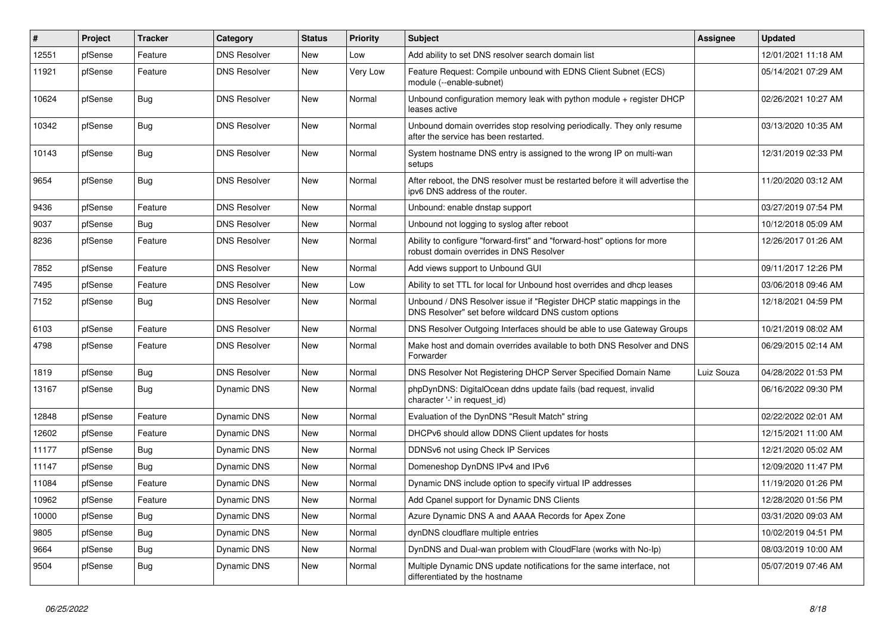| # | Project | Tracker | Category | Status | Priority | Subject | Assignee | Updated |
|---|---|---|---|---|---|---|---|---|
| 12551 | pfSense | Feature | DNS Resolver | New | Low | Add ability to set DNS resolver search domain list | | 12/01/2021 11:18 AM |
| 11921 | pfSense | Feature | DNS Resolver | New | Very Low | Feature Request: Compile unbound with EDNS Client Subnet (ECS) module (--enable-subnet) | | 05/14/2021 07:29 AM |
| 10624 | pfSense | Bug | DNS Resolver | New | Normal | Unbound configuration memory leak with python module + register DHCP leases active | | 02/26/2021 10:27 AM |
| 10342 | pfSense | Bug | DNS Resolver | New | Normal | Unbound domain overrides stop resolving periodically. They only resume after the service has been restarted. | | 03/13/2020 10:35 AM |
| 10143 | pfSense | Bug | DNS Resolver | New | Normal | System hostname DNS entry is assigned to the wrong IP on multi-wan setups | | 12/31/2019 02:33 PM |
| 9654 | pfSense | Bug | DNS Resolver | New | Normal | After reboot, the DNS resolver must be restarted before it will advertise the ipv6 DNS address of the router. | | 11/20/2020 03:12 AM |
| 9436 | pfSense | Feature | DNS Resolver | New | Normal | Unbound: enable dnstap support | | 03/27/2019 07:54 PM |
| 9037 | pfSense | Bug | DNS Resolver | New | Normal | Unbound not logging to syslog after reboot | | 10/12/2018 05:09 AM |
| 8236 | pfSense | Feature | DNS Resolver | New | Normal | Ability to configure "forward-first" and "forward-host" options for more robust domain overrides in DNS Resolver | | 12/26/2017 01:26 AM |
| 7852 | pfSense | Feature | DNS Resolver | New | Normal | Add views support to Unbound GUI | | 09/11/2017 12:26 PM |
| 7495 | pfSense | Feature | DNS Resolver | New | Low | Ability to set TTL for local for Unbound host overrides and dhcp leases | | 03/06/2018 09:46 AM |
| 7152 | pfSense | Bug | DNS Resolver | New | Normal | Unbound / DNS Resolver issue if "Register DHCP static mappings in the DNS Resolver" set before wildcard DNS custom options | | 12/18/2021 04:59 PM |
| 6103 | pfSense | Feature | DNS Resolver | New | Normal | DNS Resolver Outgoing Interfaces should be able to use Gateway Groups | | 10/21/2019 08:02 AM |
| 4798 | pfSense | Feature | DNS Resolver | New | Normal | Make host and domain overrides available to both DNS Resolver and DNS Forwarder | | 06/29/2015 02:14 AM |
| 1819 | pfSense | Bug | DNS Resolver | New | Normal | DNS Resolver Not Registering DHCP Server Specified Domain Name | Luiz Souza | 04/28/2022 01:53 PM |
| 13167 | pfSense | Bug | Dynamic DNS | New | Normal | phpDynDNS: DigitalOcean ddns update fails (bad request, invalid character '-' in request_id) | | 06/16/2022 09:30 PM |
| 12848 | pfSense | Feature | Dynamic DNS | New | Normal | Evaluation of the DynDNS "Result Match" string | | 02/22/2022 02:01 AM |
| 12602 | pfSense | Feature | Dynamic DNS | New | Normal | DHCPv6 should allow DDNS Client updates for hosts | | 12/15/2021 11:00 AM |
| 11177 | pfSense | Bug | Dynamic DNS | New | Normal | DDNSv6 not using Check IP Services | | 12/21/2020 05:02 AM |
| 11147 | pfSense | Bug | Dynamic DNS | New | Normal | Domeneshop DynDNS IPv4 and IPv6 | | 12/09/2020 11:47 PM |
| 11084 | pfSense | Feature | Dynamic DNS | New | Normal | Dynamic DNS include option to specify virtual IP addresses | | 11/19/2020 01:26 PM |
| 10962 | pfSense | Feature | Dynamic DNS | New | Normal | Add Cpanel support for Dynamic DNS Clients | | 12/28/2020 01:56 PM |
| 10000 | pfSense | Bug | Dynamic DNS | New | Normal | Azure Dynamic DNS A and AAAA Records for Apex Zone | | 03/31/2020 09:03 AM |
| 9805 | pfSense | Bug | Dynamic DNS | New | Normal | dynDNS cloudflare multiple entries | | 10/02/2019 04:51 PM |
| 9664 | pfSense | Bug | Dynamic DNS | New | Normal | DynDNS and Dual-wan problem with CloudFlare (works with No-Ip) | | 08/03/2019 10:00 AM |
| 9504 | pfSense | Bug | Dynamic DNS | New | Normal | Multiple Dynamic DNS update notifications for the same interface, not differentiated by the hostname | | 05/07/2019 07:46 AM |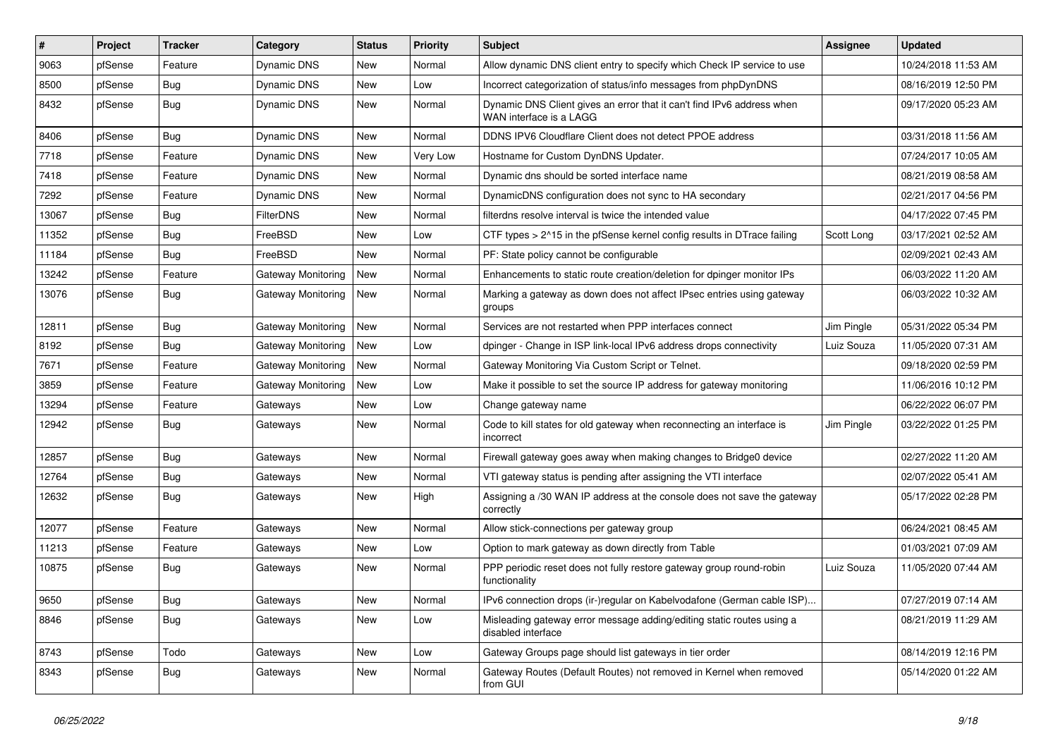| # | Project | Tracker | Category | Status | Priority | Subject | Assignee | Updated |
|---|---|---|---|---|---|---|---|---|
| 9063 | pfSense | Feature | Dynamic DNS | New | Normal | Allow dynamic DNS client entry to specify which Check IP service to use | | 10/24/2018 11:53 AM |
| 8500 | pfSense | Bug | Dynamic DNS | New | Low | Incorrect categorization of status/info messages from phpDynDNS | | 08/16/2019 12:50 PM |
| 8432 | pfSense | Bug | Dynamic DNS | New | Normal | Dynamic DNS Client gives an error that it can't find IPv6 address when WAN interface is a LAGG | | 09/17/2020 05:23 AM |
| 8406 | pfSense | Bug | Dynamic DNS | New | Normal | DDNS IPV6 Cloudflare Client does not detect PPOE address | | 03/31/2018 11:56 AM |
| 7718 | pfSense | Feature | Dynamic DNS | New | Very Low | Hostname for Custom DynDNS Updater. | | 07/24/2017 10:05 AM |
| 7418 | pfSense | Feature | Dynamic DNS | New | Normal | Dynamic dns should be sorted interface name | | 08/21/2019 08:58 AM |
| 7292 | pfSense | Feature | Dynamic DNS | New | Normal | DynamicDNS configuration does not sync to HA secondary | | 02/21/2017 04:56 PM |
| 13067 | pfSense | Bug | FilterDNS | New | Normal | filterdns resolve interval is twice the intended value | | 04/17/2022 07:45 PM |
| 11352 | pfSense | Bug | FreeBSD | New | Low | CTF types > 2^15 in the pfSense kernel config results in DTrace failing | Scott Long | 03/17/2021 02:52 AM |
| 11184 | pfSense | Bug | FreeBSD | New | Normal | PF: State policy cannot be configurable | | 02/09/2021 02:43 AM |
| 13242 | pfSense | Feature | Gateway Monitoring | New | Normal | Enhancements to static route creation/deletion for dpinger monitor IPs | | 06/03/2022 11:20 AM |
| 13076 | pfSense | Bug | Gateway Monitoring | New | Normal | Marking a gateway as down does not affect IPsec entries using gateway groups | | 06/03/2022 10:32 AM |
| 12811 | pfSense | Bug | Gateway Monitoring | New | Normal | Services are not restarted when PPP interfaces connect | Jim Pingle | 05/31/2022 05:34 PM |
| 8192 | pfSense | Bug | Gateway Monitoring | New | Low | dpinger - Change in ISP link-local IPv6 address drops connectivity | Luiz Souza | 11/05/2020 07:31 AM |
| 7671 | pfSense | Feature | Gateway Monitoring | New | Normal | Gateway Monitoring Via Custom Script or Telnet. | | 09/18/2020 02:59 PM |
| 3859 | pfSense | Feature | Gateway Monitoring | New | Low | Make it possible to set the source IP address for gateway monitoring | | 11/06/2016 10:12 PM |
| 13294 | pfSense | Feature | Gateways | New | Low | Change gateway name | | 06/22/2022 06:07 PM |
| 12942 | pfSense | Bug | Gateways | New | Normal | Code to kill states for old gateway when reconnecting an interface is incorrect | Jim Pingle | 03/22/2022 01:25 PM |
| 12857 | pfSense | Bug | Gateways | New | Normal | Firewall gateway goes away when making changes to Bridge0 device | | 02/27/2022 11:20 AM |
| 12764 | pfSense | Bug | Gateways | New | Normal | VTI gateway status is pending after assigning the VTI interface | | 02/07/2022 05:41 AM |
| 12632 | pfSense | Bug | Gateways | New | High | Assigning a /30 WAN IP address at the console does not save the gateway correctly | | 05/17/2022 02:28 PM |
| 12077 | pfSense | Feature | Gateways | New | Normal | Allow stick-connections per gateway group | | 06/24/2021 08:45 AM |
| 11213 | pfSense | Feature | Gateways | New | Low | Option to mark gateway as down directly from Table | | 01/03/2021 07:09 AM |
| 10875 | pfSense | Bug | Gateways | New | Normal | PPP periodic reset does not fully restore gateway group round-robin functionality | Luiz Souza | 11/05/2020 07:44 AM |
| 9650 | pfSense | Bug | Gateways | New | Normal | IPv6 connection drops (ir-)regular on Kabelvodafone (German cable ISP)... | | 07/27/2019 07:14 AM |
| 8846 | pfSense | Bug | Gateways | New | Low | Misleading gateway error message adding/editing static routes using a disabled interface | | 08/21/2019 11:29 AM |
| 8743 | pfSense | Todo | Gateways | New | Low | Gateway Groups page should list gateways in tier order | | 08/14/2019 12:16 PM |
| 8343 | pfSense | Bug | Gateways | New | Normal | Gateway Routes (Default Routes) not removed in Kernel when removed from GUI | | 05/14/2020 01:22 AM |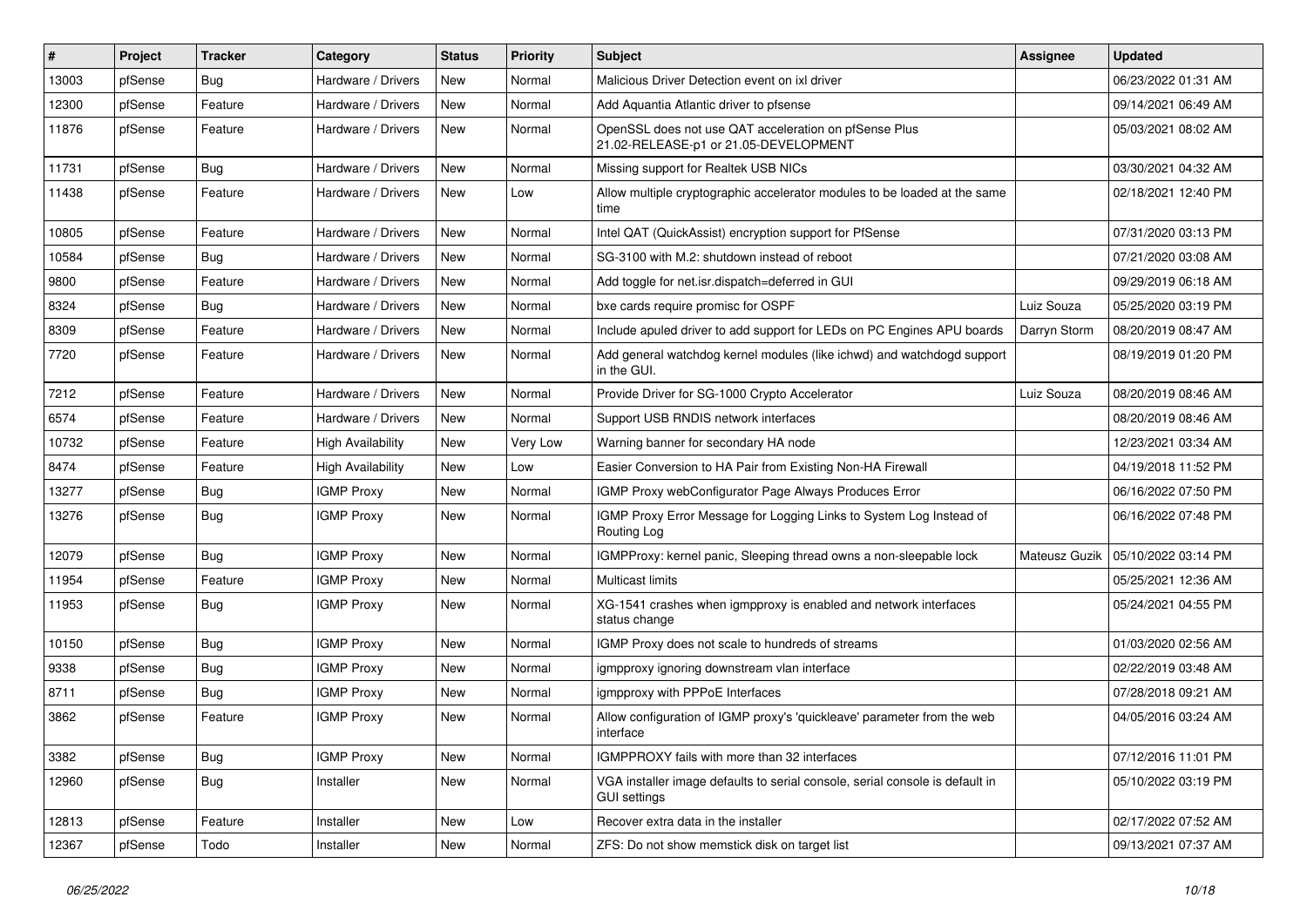| # | Project | Tracker | Category | Status | Priority | Subject | Assignee | Updated |
|---|---|---|---|---|---|---|---|---|
| 13003 | pfSense | Bug | Hardware / Drivers | New | Normal | Malicious Driver Detection event on ixl driver | | 06/23/2022 01:31 AM |
| 12300 | pfSense | Feature | Hardware / Drivers | New | Normal | Add Aquantia Atlantic driver to pfsense | | 09/14/2021 06:49 AM |
| 11876 | pfSense | Feature | Hardware / Drivers | New | Normal | OpenSSL does not use QAT acceleration on pfSense Plus 21.02-RELEASE-p1 or 21.05-DEVELOPMENT | | 05/03/2021 08:02 AM |
| 11731 | pfSense | Bug | Hardware / Drivers | New | Normal | Missing support for Realtek USB NICs | | 03/30/2021 04:32 AM |
| 11438 | pfSense | Feature | Hardware / Drivers | New | Low | Allow multiple cryptographic accelerator modules to be loaded at the same time | | 02/18/2021 12:40 PM |
| 10805 | pfSense | Feature | Hardware / Drivers | New | Normal | Intel QAT (QuickAssist) encryption support for PfSense | | 07/31/2020 03:13 PM |
| 10584 | pfSense | Bug | Hardware / Drivers | New | Normal | SG-3100 with M.2: shutdown instead of reboot | | 07/21/2020 03:08 AM |
| 9800 | pfSense | Feature | Hardware / Drivers | New | Normal | Add toggle for net.isr.dispatch=deferred in GUI | | 09/29/2019 06:18 AM |
| 8324 | pfSense | Bug | Hardware / Drivers | New | Normal | bxe cards require promisc for OSPF | Luiz Souza | 05/25/2020 03:19 PM |
| 8309 | pfSense | Feature | Hardware / Drivers | New | Normal | Include apuled driver to add support for LEDs on PC Engines APU boards | Darryn Storm | 08/20/2019 08:47 AM |
| 7720 | pfSense | Feature | Hardware / Drivers | New | Normal | Add general watchdog kernel modules (like ichwd) and watchdogd support in the GUI. | | 08/19/2019 01:20 PM |
| 7212 | pfSense | Feature | Hardware / Drivers | New | Normal | Provide Driver for SG-1000 Crypto Accelerator | Luiz Souza | 08/20/2019 08:46 AM |
| 6574 | pfSense | Feature | Hardware / Drivers | New | Normal | Support USB RNDIS network interfaces | | 08/20/2019 08:46 AM |
| 10732 | pfSense | Feature | High Availability | New | Very Low | Warning banner for secondary HA node | | 12/23/2021 03:34 AM |
| 8474 | pfSense | Feature | High Availability | New | Low | Easier Conversion to HA Pair from Existing Non-HA Firewall | | 04/19/2018 11:52 PM |
| 13277 | pfSense | Bug | IGMP Proxy | New | Normal | IGMP Proxy webConfigurator Page Always Produces Error | | 06/16/2022 07:50 PM |
| 13276 | pfSense | Bug | IGMP Proxy | New | Normal | IGMP Proxy Error Message for Logging Links to System Log Instead of Routing Log | | 06/16/2022 07:48 PM |
| 12079 | pfSense | Bug | IGMP Proxy | New | Normal | IGMPProxy: kernel panic, Sleeping thread owns a non-sleepable lock | Mateusz Guzik | 05/10/2022 03:14 PM |
| 11954 | pfSense | Feature | IGMP Proxy | New | Normal | Multicast limits | | 05/25/2021 12:36 AM |
| 11953 | pfSense | Bug | IGMP Proxy | New | Normal | XG-1541 crashes when igmpproxy is enabled and network interfaces status change | | 05/24/2021 04:55 PM |
| 10150 | pfSense | Bug | IGMP Proxy | New | Normal | IGMP Proxy does not scale to hundreds of streams | | 01/03/2020 02:56 AM |
| 9338 | pfSense | Bug | IGMP Proxy | New | Normal | igmpproxy ignoring downstream vlan interface | | 02/22/2019 03:48 AM |
| 8711 | pfSense | Bug | IGMP Proxy | New | Normal | igmpproxy with PPPoE Interfaces | | 07/28/2018 09:21 AM |
| 3862 | pfSense | Feature | IGMP Proxy | New | Normal | Allow configuration of IGMP proxy's 'quickleave' parameter from the web interface | | 04/05/2016 03:24 AM |
| 3382 | pfSense | Bug | IGMP Proxy | New | Normal | IGMPPROXY fails with more than 32 interfaces | | 07/12/2016 11:01 PM |
| 12960 | pfSense | Bug | Installer | New | Normal | VGA installer image defaults to serial console, serial console is default in GUI settings | | 05/10/2022 03:19 PM |
| 12813 | pfSense | Feature | Installer | New | Low | Recover extra data in the installer | | 02/17/2022 07:52 AM |
| 12367 | pfSense | Todo | Installer | New | Normal | ZFS: Do not show memstick disk on target list | | 09/13/2021 07:37 AM |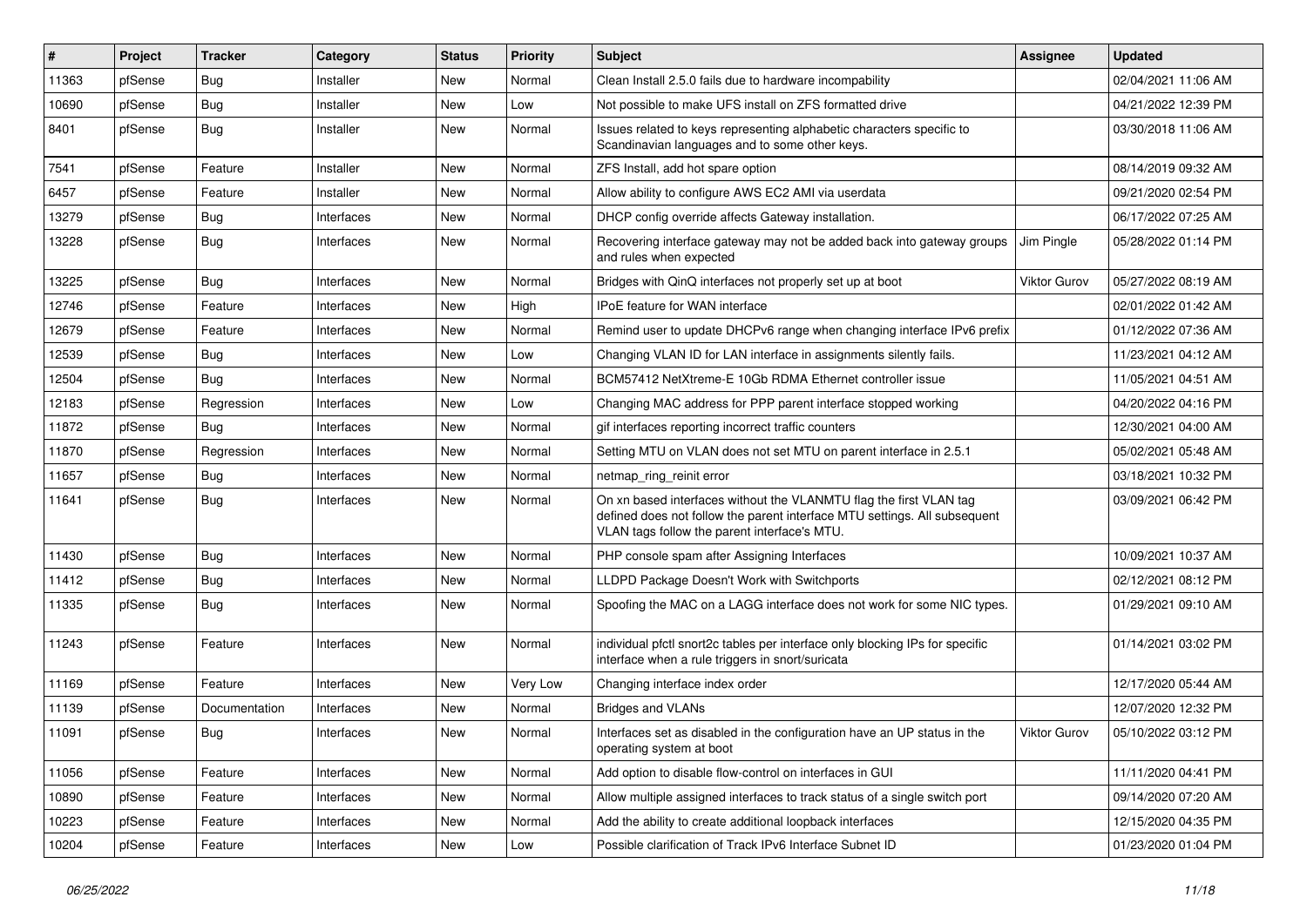| # | Project | Tracker | Category | Status | Priority | Subject | Assignee | Updated |
|---|---|---|---|---|---|---|---|---|
| 11363 | pfSense | Bug | Installer | New | Normal | Clean Install 2.5.0 fails due to hardware incompability | | 02/04/2021 11:06 AM |
| 10690 | pfSense | Bug | Installer | New | Low | Not possible to make UFS install on ZFS formatted drive | | 04/21/2022 12:39 PM |
| 8401 | pfSense | Bug | Installer | New | Normal | Issues related to keys representing alphabetic characters specific to Scandinavian languages and to some other keys. | | 03/30/2018 11:06 AM |
| 7541 | pfSense | Feature | Installer | New | Normal | ZFS Install, add hot spare option | | 08/14/2019 09:32 AM |
| 6457 | pfSense | Feature | Installer | New | Normal | Allow ability to configure AWS EC2 AMI via userdata | | 09/21/2020 02:54 PM |
| 13279 | pfSense | Bug | Interfaces | New | Normal | DHCP config override affects Gateway installation. | | 06/17/2022 07:25 AM |
| 13228 | pfSense | Bug | Interfaces | New | Normal | Recovering interface gateway may not be added back into gateway groups and rules when expected | Jim Pingle | 05/28/2022 01:14 PM |
| 13225 | pfSense | Bug | Interfaces | New | Normal | Bridges with QinQ interfaces not properly set up at boot | Viktor Gurov | 05/27/2022 08:19 AM |
| 12746 | pfSense | Feature | Interfaces | New | High | IPoE feature for WAN interface | | 02/01/2022 01:42 AM |
| 12679 | pfSense | Feature | Interfaces | New | Normal | Remind user to update DHCPv6 range when changing interface IPv6 prefix | | 01/12/2022 07:36 AM |
| 12539 | pfSense | Bug | Interfaces | New | Low | Changing VLAN ID for LAN interface in assignments silently fails. | | 11/23/2021 04:12 AM |
| 12504 | pfSense | Bug | Interfaces | New | Normal | BCM57412 NetXtreme-E 10Gb RDMA Ethernet controller issue | | 11/05/2021 04:51 AM |
| 12183 | pfSense | Regression | Interfaces | New | Low | Changing MAC address for PPP parent interface stopped working | | 04/20/2022 04:16 PM |
| 11872 | pfSense | Bug | Interfaces | New | Normal | gif interfaces reporting incorrect traffic counters | | 12/30/2021 04:00 AM |
| 11870 | pfSense | Regression | Interfaces | New | Normal | Setting MTU on VLAN does not set MTU on parent interface in 2.5.1 | | 05/02/2021 05:48 AM |
| 11657 | pfSense | Bug | Interfaces | New | Normal | netmap_ring_reinit error | | 03/18/2021 10:32 PM |
| 11641 | pfSense | Bug | Interfaces | New | Normal | On xn based interfaces without the VLANMTU flag the first VLAN tag defined does not follow the parent interface MTU settings. All subsequent VLAN tags follow the parent interface's MTU. | | 03/09/2021 06:42 PM |
| 11430 | pfSense | Bug | Interfaces | New | Normal | PHP console spam after Assigning Interfaces | | 10/09/2021 10:37 AM |
| 11412 | pfSense | Bug | Interfaces | New | Normal | LLDPD Package Doesn't Work with Switchports | | 02/12/2021 08:12 PM |
| 11335 | pfSense | Bug | Interfaces | New | Normal | Spoofing the MAC on a LAGG interface does not work for some NIC types. | | 01/29/2021 09:10 AM |
| 11243 | pfSense | Feature | Interfaces | New | Normal | individual pfctl snort2c tables per interface only blocking IPs for specific interface when a rule triggers in snort/suricata | | 01/14/2021 03:02 PM |
| 11169 | pfSense | Feature | Interfaces | New | Very Low | Changing interface index order | | 12/17/2020 05:44 AM |
| 11139 | pfSense | Documentation | Interfaces | New | Normal | Bridges and VLANs | | 12/07/2020 12:32 PM |
| 11091 | pfSense | Bug | Interfaces | New | Normal | Interfaces set as disabled in the configuration have an UP status in the operating system at boot | Viktor Gurov | 05/10/2022 03:12 PM |
| 11056 | pfSense | Feature | Interfaces | New | Normal | Add option to disable flow-control on interfaces in GUI | | 11/11/2020 04:41 PM |
| 10890 | pfSense | Feature | Interfaces | New | Normal | Allow multiple assigned interfaces to track status of a single switch port | | 09/14/2020 07:20 AM |
| 10223 | pfSense | Feature | Interfaces | New | Normal | Add the ability to create additional loopback interfaces | | 12/15/2020 04:35 PM |
| 10204 | pfSense | Feature | Interfaces | New | Low | Possible clarification of Track IPv6 Interface Subnet ID | | 01/23/2020 01:04 PM |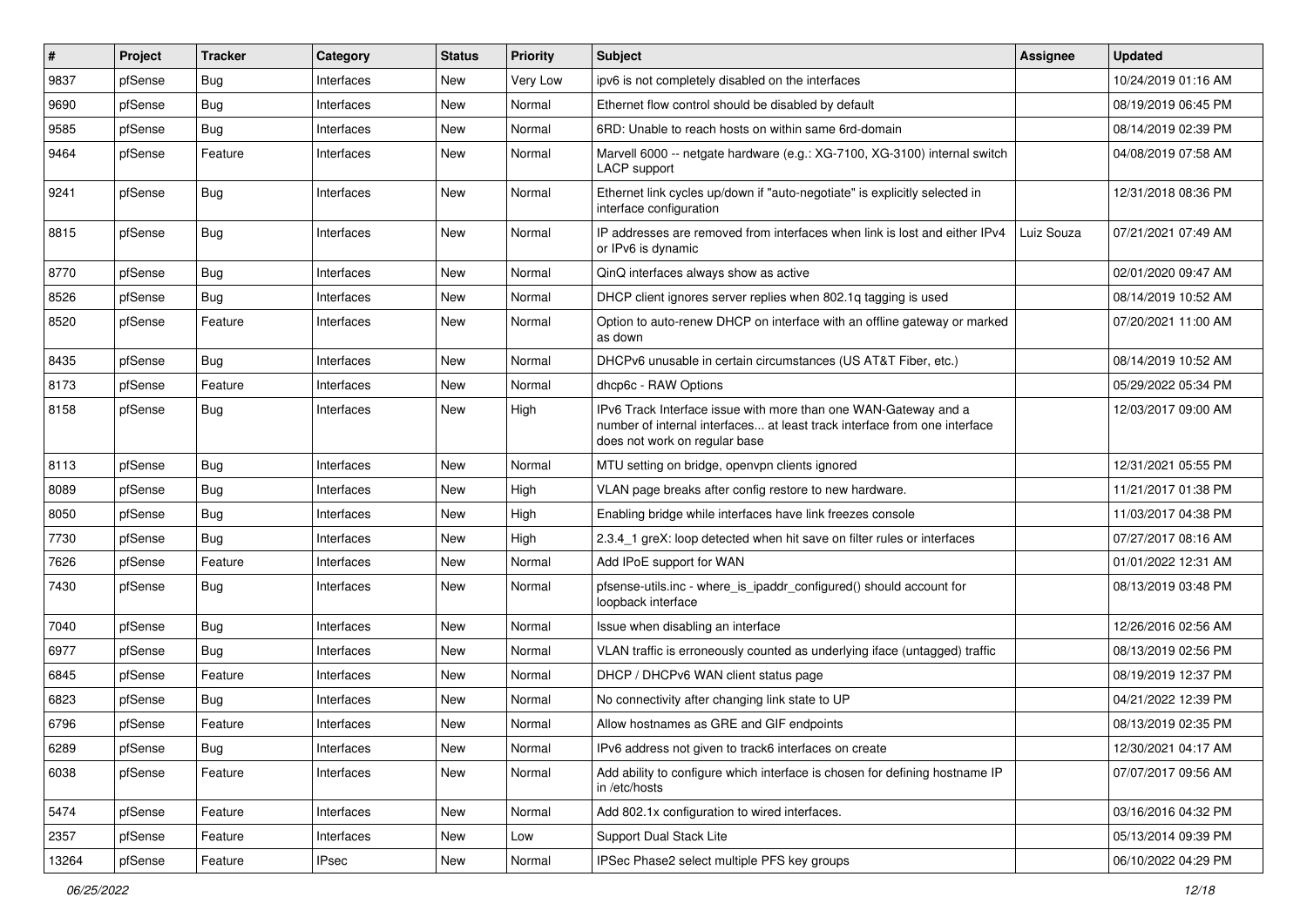| # | Project | Tracker | Category | Status | Priority | Subject | Assignee | Updated |
|---|---|---|---|---|---|---|---|---|
| 9837 | pfSense | Bug | Interfaces | New | Very Low | ipv6 is not completely disabled on the interfaces | | 10/24/2019 01:16 AM |
| 9690 | pfSense | Bug | Interfaces | New | Normal | Ethernet flow control should be disabled by default | | 08/19/2019 06:45 PM |
| 9585 | pfSense | Bug | Interfaces | New | Normal | 6RD: Unable to reach hosts on within same 6rd-domain | | 08/14/2019 02:39 PM |
| 9464 | pfSense | Feature | Interfaces | New | Normal | Marvell 6000 -- netgate hardware (e.g.: XG-7100, XG-3100) internal switch LACP support | | 04/08/2019 07:58 AM |
| 9241 | pfSense | Bug | Interfaces | New | Normal | Ethernet link cycles up/down if "auto-negotiate" is explicitly selected in interface configuration | | 12/31/2018 08:36 PM |
| 8815 | pfSense | Bug | Interfaces | New | Normal | IP addresses are removed from interfaces when link is lost and either IPv4 or IPv6 is dynamic | Luiz Souza | 07/21/2021 07:49 AM |
| 8770 | pfSense | Bug | Interfaces | New | Normal | QinQ interfaces always show as active | | 02/01/2020 09:47 AM |
| 8526 | pfSense | Bug | Interfaces | New | Normal | DHCP client ignores server replies when 802.1q tagging is used | | 08/14/2019 10:52 AM |
| 8520 | pfSense | Feature | Interfaces | New | Normal | Option to auto-renew DHCP on interface with an offline gateway or marked as down | | 07/20/2021 11:00 AM |
| 8435 | pfSense | Bug | Interfaces | New | Normal | DHCPv6 unusable in certain circumstances (US AT&T Fiber, etc.) | | 08/14/2019 10:52 AM |
| 8173 | pfSense | Feature | Interfaces | New | Normal | dhcp6c - RAW Options | | 05/29/2022 05:34 PM |
| 8158 | pfSense | Bug | Interfaces | New | High | IPv6 Track Interface issue with more than one WAN-Gateway and a number of internal interfaces... at least track interface from one interface does not work on regular base | | 12/03/2017 09:00 AM |
| 8113 | pfSense | Bug | Interfaces | New | Normal | MTU setting on bridge, openvpn clients ignored | | 12/31/2021 05:55 PM |
| 8089 | pfSense | Bug | Interfaces | New | High | VLAN page breaks after config restore to new hardware. | | 11/21/2017 01:38 PM |
| 8050 | pfSense | Bug | Interfaces | New | High | Enabling bridge while interfaces have link freezes console | | 11/03/2017 04:38 PM |
| 7730 | pfSense | Bug | Interfaces | New | High | 2.3.4_1 greX: loop detected when hit save on filter rules or interfaces | | 07/27/2017 08:16 AM |
| 7626 | pfSense | Feature | Interfaces | New | Normal | Add IPoE support for WAN | | 01/01/2022 12:31 AM |
| 7430 | pfSense | Bug | Interfaces | New | Normal | pfsense-utils.inc - where_is_ipaddr_configured() should account for loopback interface | | 08/13/2019 03:48 PM |
| 7040 | pfSense | Bug | Interfaces | New | Normal | Issue when disabling an interface | | 12/26/2016 02:56 AM |
| 6977 | pfSense | Bug | Interfaces | New | Normal | VLAN traffic is erroneously counted as underlying iface (untagged) traffic | | 08/13/2019 02:56 PM |
| 6845 | pfSense | Feature | Interfaces | New | Normal | DHCP / DHCPv6 WAN client status page | | 08/19/2019 12:37 PM |
| 6823 | pfSense | Bug | Interfaces | New | Normal | No connectivity after changing link state to UP | | 04/21/2022 12:39 PM |
| 6796 | pfSense | Feature | Interfaces | New | Normal | Allow hostnames as GRE and GIF endpoints | | 08/13/2019 02:35 PM |
| 6289 | pfSense | Bug | Interfaces | New | Normal | IPv6 address not given to track6 interfaces on create | | 12/30/2021 04:17 AM |
| 6038 | pfSense | Feature | Interfaces | New | Normal | Add ability to configure which interface is chosen for defining hostname IP in /etc/hosts | | 07/07/2017 09:56 AM |
| 5474 | pfSense | Feature | Interfaces | New | Normal | Add 802.1x configuration to wired interfaces. | | 03/16/2016 04:32 PM |
| 2357 | pfSense | Feature | Interfaces | New | Low | Support Dual Stack Lite | | 05/13/2014 09:39 PM |
| 13264 | pfSense | Feature | IPsec | New | Normal | IPSec Phase2 select multiple PFS key groups | | 06/10/2022 04:29 PM |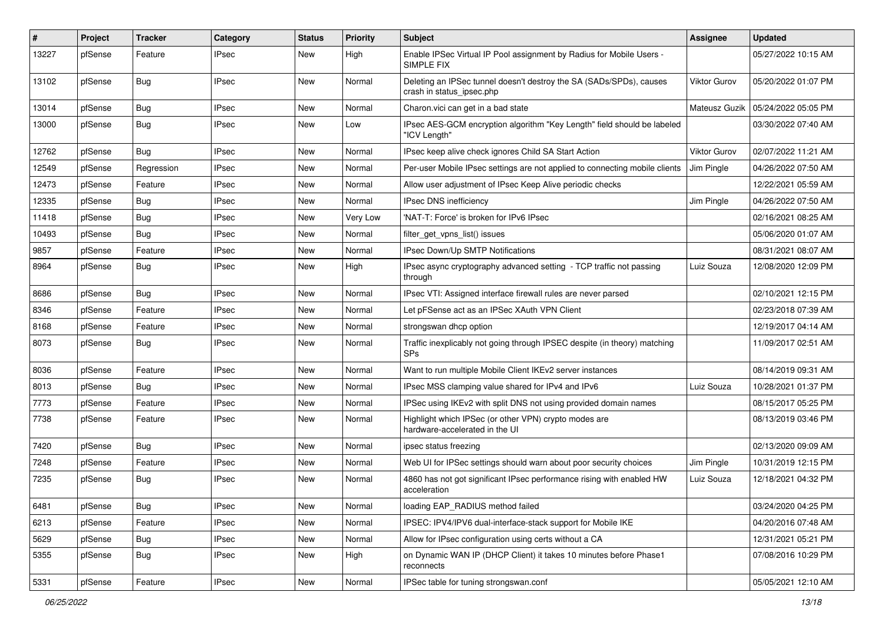| # | Project | Tracker | Category | Status | Priority | Subject | Assignee | Updated |
|---|---|---|---|---|---|---|---|---|
| 13227 | pfSense | Feature | IPsec | New | High | Enable IPSec Virtual IP Pool assignment by Radius for Mobile Users - SIMPLE FIX | | 05/27/2022 10:15 AM |
| 13102 | pfSense | Bug | IPsec | New | Normal | Deleting an IPSec tunnel doesn't destroy the SA (SADs/SPDs), causes crash in status_ipsec.php | Viktor Gurov | 05/20/2022 01:07 PM |
| 13014 | pfSense | Bug | IPsec | New | Normal | Charon.vici can get in a bad state | Mateusz Guzik | 05/24/2022 05:05 PM |
| 13000 | pfSense | Bug | IPsec | New | Low | IPsec AES-GCM encryption algorithm "Key Length" field should be labeled "ICV Length" | | 03/30/2022 07:40 AM |
| 12762 | pfSense | Bug | IPsec | New | Normal | IPsec keep alive check ignores Child SA Start Action | Viktor Gurov | 02/07/2022 11:21 AM |
| 12549 | pfSense | Regression | IPsec | New | Normal | Per-user Mobile IPsec settings are not applied to connecting mobile clients | Jim Pingle | 04/26/2022 07:50 AM |
| 12473 | pfSense | Feature | IPsec | New | Normal | Allow user adjustment of IPsec Keep Alive periodic checks | | 12/22/2021 05:59 AM |
| 12335 | pfSense | Bug | IPsec | New | Normal | IPsec DNS inefficiency | Jim Pingle | 04/26/2022 07:50 AM |
| 11418 | pfSense | Bug | IPsec | New | Very Low | 'NAT-T: Force' is broken for IPv6 IPsec | | 02/16/2021 08:25 AM |
| 10493 | pfSense | Bug | IPsec | New | Normal | filter_get_vpns_list() issues | | 05/06/2020 01:07 AM |
| 9857 | pfSense | Feature | IPsec | New | Normal | IPsec Down/Up SMTP Notifications | | 08/31/2021 08:07 AM |
| 8964 | pfSense | Bug | IPsec | New | High | IPsec async cryptography advanced setting - TCP traffic not passing through | Luiz Souza | 12/08/2020 12:09 PM |
| 8686 | pfSense | Bug | IPsec | New | Normal | IPsec VTI: Assigned interface firewall rules are never parsed | | 02/10/2021 12:15 PM |
| 8346 | pfSense | Feature | IPsec | New | Normal | Let pFSense act as an IPSec XAuth VPN Client | | 02/23/2018 07:39 AM |
| 8168 | pfSense | Feature | IPsec | New | Normal | strongswan dhcp option | | 12/19/2017 04:14 AM |
| 8073 | pfSense | Bug | IPsec | New | Normal | Traffic inexplicably not going through IPSEC despite (in theory) matching SPs | | 11/09/2017 02:51 AM |
| 8036 | pfSense | Feature | IPsec | New | Normal | Want to run multiple Mobile Client IKEv2 server instances | | 08/14/2019 09:31 AM |
| 8013 | pfSense | Bug | IPsec | New | Normal | IPsec MSS clamping value shared for IPv4 and IPv6 | Luiz Souza | 10/28/2021 01:37 PM |
| 7773 | pfSense | Feature | IPsec | New | Normal | IPSec using IKEv2 with split DNS not using provided domain names | | 08/15/2017 05:25 PM |
| 7738 | pfSense | Feature | IPsec | New | Normal | Highlight which IPSec (or other VPN) crypto modes are hardware-accelerated in the UI | | 08/13/2019 03:46 PM |
| 7420 | pfSense | Bug | IPsec | New | Normal | ipsec status freezing | | 02/13/2020 09:09 AM |
| 7248 | pfSense | Feature | IPsec | New | Normal | Web UI for IPSec settings should warn about poor security choices | Jim Pingle | 10/31/2019 12:15 PM |
| 7235 | pfSense | Bug | IPsec | New | Normal | 4860 has not got significant IPsec performance rising with enabled HW acceleration | Luiz Souza | 12/18/2021 04:32 PM |
| 6481 | pfSense | Bug | IPsec | New | Normal | loading EAP_RADIUS method failed | | 03/24/2020 04:25 PM |
| 6213 | pfSense | Feature | IPsec | New | Normal | IPSEC: IPV4/IPV6 dual-interface-stack support for Mobile IKE | | 04/20/2016 07:48 AM |
| 5629 | pfSense | Bug | IPsec | New | Normal | Allow for IPsec configuration using certs without a CA | | 12/31/2021 05:21 PM |
| 5355 | pfSense | Bug | IPsec | New | High | on Dynamic WAN IP (DHCP Client) it takes 10 minutes before Phase1 reconnects | | 07/08/2016 10:29 PM |
| 5331 | pfSense | Feature | IPsec | New | Normal | IPSec table for tuning strongswan.conf | | 05/05/2021 12:10 AM |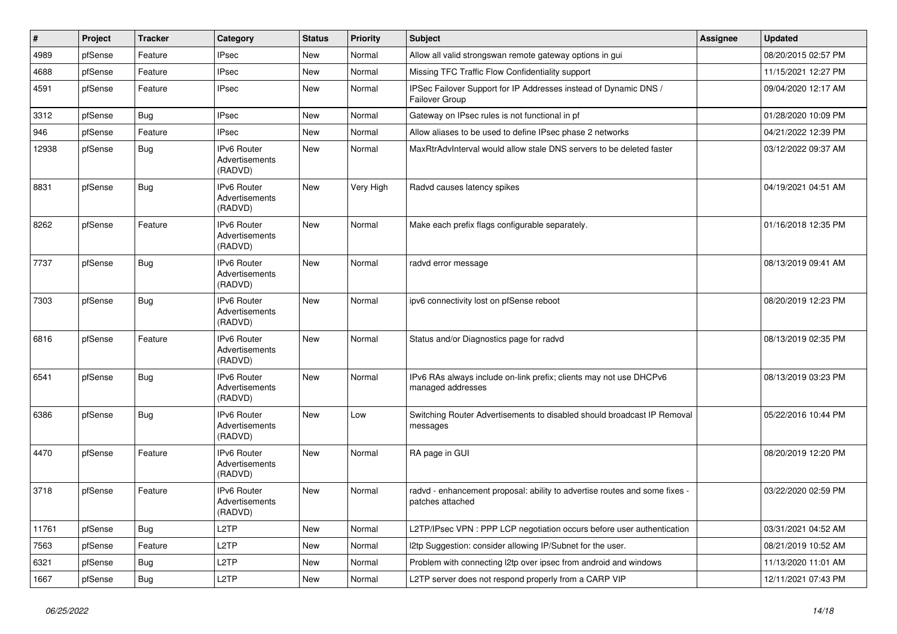| # | Project | Tracker | Category | Status | Priority | Subject | Assignee | Updated |
|---|---|---|---|---|---|---|---|---|
| 4989 | pfSense | Feature | IPsec | New | Normal | Allow all valid strongswan remote gateway options in gui | | 08/20/2015 02:57 PM |
| 4688 | pfSense | Feature | IPsec | New | Normal | Missing TFC Traffic Flow Confidentiality support | | 11/15/2021 12:27 PM |
| 4591 | pfSense | Feature | IPsec | New | Normal | IPSec Failover Support for IP Addresses instead of Dynamic DNS / Failover Group | | 09/04/2020 12:17 AM |
| 3312 | pfSense | Bug | IPsec | New | Normal | Gateway on IPsec rules is not functional in pf | | 01/28/2020 10:09 PM |
| 946 | pfSense | Feature | IPsec | New | Normal | Allow aliases to be used to define IPsec phase 2 networks | | 04/21/2022 12:39 PM |
| 12938 | pfSense | Bug | IPv6 Router Advertisements (RADVD) | New | Normal | MaxRtrAdvInterval would allow stale DNS servers to be deleted faster | | 03/12/2022 09:37 AM |
| 8831 | pfSense | Bug | IPv6 Router Advertisements (RADVD) | New | Very High | Radvd causes latency spikes | | 04/19/2021 04:51 AM |
| 8262 | pfSense | Feature | IPv6 Router Advertisements (RADVD) | New | Normal | Make each prefix flags configurable separately. | | 01/16/2018 12:35 PM |
| 7737 | pfSense | Bug | IPv6 Router Advertisements (RADVD) | New | Normal | radvd error message | | 08/13/2019 09:41 AM |
| 7303 | pfSense | Bug | IPv6 Router Advertisements (RADVD) | New | Normal | ipv6 connectivity lost on pfSense reboot | | 08/20/2019 12:23 PM |
| 6816 | pfSense | Feature | IPv6 Router Advertisements (RADVD) | New | Normal | Status and/or Diagnostics page for radvd | | 08/13/2019 02:35 PM |
| 6541 | pfSense | Bug | IPv6 Router Advertisements (RADVD) | New | Normal | IPv6 RAs always include on-link prefix; clients may not use DHCPv6 managed addresses | | 08/13/2019 03:23 PM |
| 6386 | pfSense | Bug | IPv6 Router Advertisements (RADVD) | New | Low | Switching Router Advertisements to disabled should broadcast IP Removal messages | | 05/22/2016 10:44 PM |
| 4470 | pfSense | Feature | IPv6 Router Advertisements (RADVD) | New | Normal | RA page in GUI | | 08/20/2019 12:20 PM |
| 3718 | pfSense | Feature | IPv6 Router Advertisements (RADVD) | New | Normal | radvd - enhancement proposal: ability to advertise routes and some fixes - patches attached | | 03/22/2020 02:59 PM |
| 11761 | pfSense | Bug | L2TP | New | Normal | L2TP/IPsec VPN : PPP LCP negotiation occurs before user authentication | | 03/31/2021 04:52 AM |
| 7563 | pfSense | Feature | L2TP | New | Normal | l2tp Suggestion: consider allowing IP/Subnet for the user. | | 08/21/2019 10:52 AM |
| 6321 | pfSense | Bug | L2TP | New | Normal | Problem with connecting l2tp over ipsec from android and windows | | 11/13/2020 11:01 AM |
| 1667 | pfSense | Bug | L2TP | New | Normal | L2TP server does not respond properly from a CARP VIP | | 12/11/2021 07:43 PM |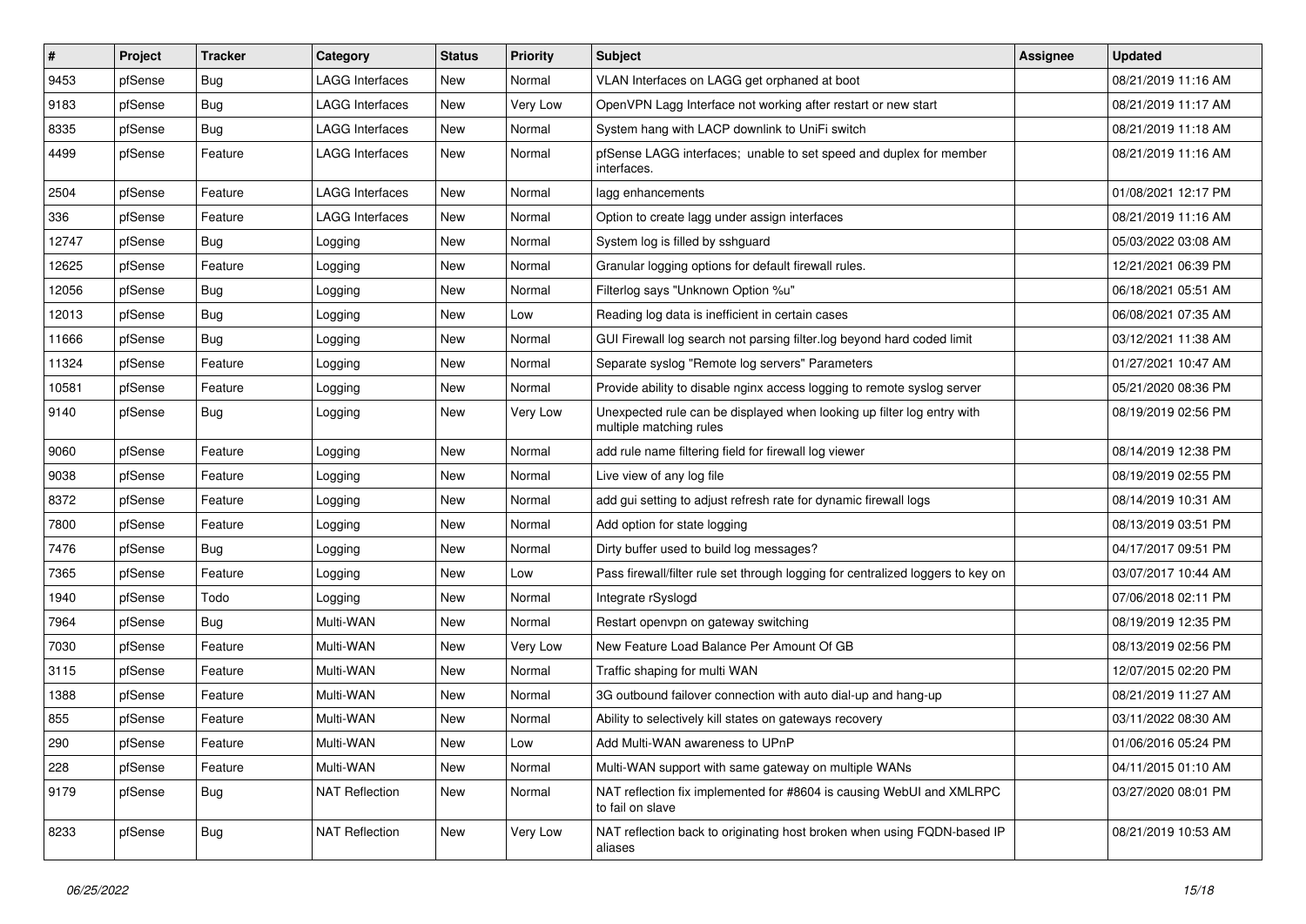| # | Project | Tracker | Category | Status | Priority | Subject | Assignee | Updated |
|---|---|---|---|---|---|---|---|---|
| 9453 | pfSense | Bug | LAGG Interfaces | New | Normal | VLAN Interfaces on LAGG get orphaned at boot | | 08/21/2019 11:16 AM |
| 9183 | pfSense | Bug | LAGG Interfaces | New | Very Low | OpenVPN Lagg Interface not working after restart or new start | | 08/21/2019 11:17 AM |
| 8335 | pfSense | Bug | LAGG Interfaces | New | Normal | System hang with LACP downlink to UniFi switch | | 08/21/2019 11:18 AM |
| 4499 | pfSense | Feature | LAGG Interfaces | New | Normal | pfSense LAGG interfaces; unable to set speed and duplex for member interfaces. | | 08/21/2019 11:16 AM |
| 2504 | pfSense | Feature | LAGG Interfaces | New | Normal | lagg enhancements | | 01/08/2021 12:17 PM |
| 336 | pfSense | Feature | LAGG Interfaces | New | Normal | Option to create lagg under assign interfaces | | 08/21/2019 11:16 AM |
| 12747 | pfSense | Bug | Logging | New | Normal | System log is filled by sshguard | | 05/03/2022 03:08 AM |
| 12625 | pfSense | Feature | Logging | New | Normal | Granular logging options for default firewall rules. | | 12/21/2021 06:39 PM |
| 12056 | pfSense | Bug | Logging | New | Normal | Filterlog says "Unknown Option %u" | | 06/18/2021 05:51 AM |
| 12013 | pfSense | Bug | Logging | New | Low | Reading log data is inefficient in certain cases | | 06/08/2021 07:35 AM |
| 11666 | pfSense | Bug | Logging | New | Normal | GUI Firewall log search not parsing filter.log beyond hard coded limit | | 03/12/2021 11:38 AM |
| 11324 | pfSense | Feature | Logging | New | Normal | Separate syslog "Remote log servers" Parameters | | 01/27/2021 10:47 AM |
| 10581 | pfSense | Feature | Logging | New | Normal | Provide ability to disable nginx access logging to remote syslog server | | 05/21/2020 08:36 PM |
| 9140 | pfSense | Bug | Logging | New | Very Low | Unexpected rule can be displayed when looking up filter log entry with multiple matching rules | | 08/19/2019 02:56 PM |
| 9060 | pfSense | Feature | Logging | New | Normal | add rule name filtering field for firewall log viewer | | 08/14/2019 12:38 PM |
| 9038 | pfSense | Feature | Logging | New | Normal | Live view of any log file | | 08/19/2019 02:55 PM |
| 8372 | pfSense | Feature | Logging | New | Normal | add gui setting to adjust refresh rate for dynamic firewall logs | | 08/14/2019 10:31 AM |
| 7800 | pfSense | Feature | Logging | New | Normal | Add option for state logging | | 08/13/2019 03:51 PM |
| 7476 | pfSense | Bug | Logging | New | Normal | Dirty buffer used to build log messages? | | 04/17/2017 09:51 PM |
| 7365 | pfSense | Feature | Logging | New | Low | Pass firewall/filter rule set through logging for centralized loggers to key on | | 03/07/2017 10:44 AM |
| 1940 | pfSense | Todo | Logging | New | Normal | Integrate rSyslogd | | 07/06/2018 02:11 PM |
| 7964 | pfSense | Bug | Multi-WAN | New | Normal | Restart openvpn on gateway switching | | 08/19/2019 12:35 PM |
| 7030 | pfSense | Feature | Multi-WAN | New | Very Low | New Feature Load Balance Per Amount Of GB | | 08/13/2019 02:56 PM |
| 3115 | pfSense | Feature | Multi-WAN | New | Normal | Traffic shaping for multi WAN | | 12/07/2015 02:20 PM |
| 1388 | pfSense | Feature | Multi-WAN | New | Normal | 3G outbound failover connection with auto dial-up and hang-up | | 08/21/2019 11:27 AM |
| 855 | pfSense | Feature | Multi-WAN | New | Normal | Ability to selectively kill states on gateways recovery | | 03/11/2022 08:30 AM |
| 290 | pfSense | Feature | Multi-WAN | New | Low | Add Multi-WAN awareness to UPnP | | 01/06/2016 05:24 PM |
| 228 | pfSense | Feature | Multi-WAN | New | Normal | Multi-WAN support with same gateway on multiple WANs | | 04/11/2015 01:10 AM |
| 9179 | pfSense | Bug | NAT Reflection | New | Normal | NAT reflection fix implemented for #8604 is causing WebUI and XMLRPC to fail on slave | | 03/27/2020 08:01 PM |
| 8233 | pfSense | Bug | NAT Reflection | New | Very Low | NAT reflection back to originating host broken when using FQDN-based IP aliases | | 08/21/2019 10:53 AM |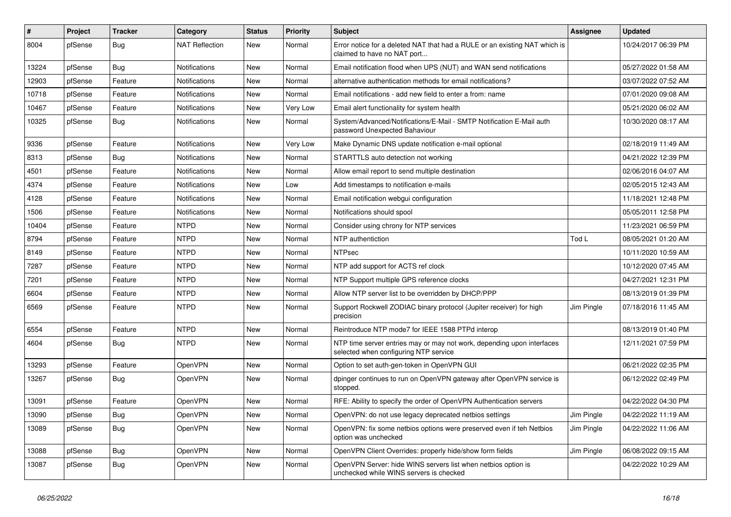| # | Project | Tracker | Category | Status | Priority | Subject | Assignee | Updated |
|---|---|---|---|---|---|---|---|---|
| 8004 | pfSense | Bug | NAT Reflection | New | Normal | Error notice for a deleted NAT that had a RULE or an existing NAT which is claimed to have no NAT port... | | 10/24/2017 06:39 PM |
| 13224 | pfSense | Bug | Notifications | New | Normal | Email notification flood when UPS (NUT) and WAN send notifications | | 05/27/2022 01:58 AM |
| 12903 | pfSense | Feature | Notifications | New | Normal | alternative authentication methods for email notifications? | | 03/07/2022 07:52 AM |
| 10718 | pfSense | Feature | Notifications | New | Normal | Email notifications - add new field to enter a from: name | | 07/01/2020 09:08 AM |
| 10467 | pfSense | Feature | Notifications | New | Very Low | Email alert functionality for system health | | 05/21/2020 06:02 AM |
| 10325 | pfSense | Bug | Notifications | New | Normal | System/Advanced/Notifications/E-Mail - SMTP Notification E-Mail auth password Unexpected Bahaviour | | 10/30/2020 08:17 AM |
| 9336 | pfSense | Feature | Notifications | New | Very Low | Make Dynamic DNS update notification e-mail optional | | 02/18/2019 11:49 AM |
| 8313 | pfSense | Bug | Notifications | New | Normal | STARTTLS auto detection not working | | 04/21/2022 12:39 PM |
| 4501 | pfSense | Feature | Notifications | New | Normal | Allow email report to send multiple destination | | 02/06/2016 04:07 AM |
| 4374 | pfSense | Feature | Notifications | New | Low | Add timestamps to notification e-mails | | 02/05/2015 12:43 AM |
| 4128 | pfSense | Feature | Notifications | New | Normal | Email notification webgui configuration | | 11/18/2021 12:48 PM |
| 1506 | pfSense | Feature | Notifications | New | Normal | Notifications should spool | | 05/05/2011 12:58 PM |
| 10404 | pfSense | Feature | NTPD | New | Normal | Consider using chrony for NTP services | | 11/23/2021 06:59 PM |
| 8794 | pfSense | Feature | NTPD | New | Normal | NTP authentiction | Tod L | 08/05/2021 01:20 AM |
| 8149 | pfSense | Feature | NTPD | New | Normal | NTPsec | | 10/11/2020 10:59 AM |
| 7287 | pfSense | Feature | NTPD | New | Normal | NTP add support for ACTS ref clock | | 10/12/2020 07:45 AM |
| 7201 | pfSense | Feature | NTPD | New | Normal | NTP Support multiple GPS reference clocks | | 04/27/2021 12:31 PM |
| 6604 | pfSense | Feature | NTPD | New | Normal | Allow NTP server list to be overridden by DHCP/PPP | | 08/13/2019 01:39 PM |
| 6569 | pfSense | Feature | NTPD | New | Normal | Support Rockwell ZODIAC binary protocol (Jupiter receiver) for high precision | Jim Pingle | 07/18/2016 11:45 AM |
| 6554 | pfSense | Feature | NTPD | New | Normal | Reintroduce NTP mode7 for IEEE 1588 PTPd interop | | 08/13/2019 01:40 PM |
| 4604 | pfSense | Bug | NTPD | New | Normal | NTP time server entries may or may not work, depending upon interfaces selected when configuring NTP service | | 12/11/2021 07:59 PM |
| 13293 | pfSense | Feature | OpenVPN | New | Normal | Option to set auth-gen-token in OpenVPN GUI | | 06/21/2022 02:35 PM |
| 13267 | pfSense | Bug | OpenVPN | New | Normal | dpinger continues to run on OpenVPN gateway after OpenVPN service is stopped. | | 06/12/2022 02:49 PM |
| 13091 | pfSense | Feature | OpenVPN | New | Normal | RFE: Ability to specify the order of OpenVPN Authentication servers | | 04/22/2022 04:30 PM |
| 13090 | pfSense | Bug | OpenVPN | New | Normal | OpenVPN: do not use legacy deprecated netbios settings | Jim Pingle | 04/22/2022 11:19 AM |
| 13089 | pfSense | Bug | OpenVPN | New | Normal | OpenVPN: fix some netbios options were preserved even if teh Netbios option was unchecked | Jim Pingle | 04/22/2022 11:06 AM |
| 13088 | pfSense | Bug | OpenVPN | New | Normal | OpenVPN Client Overrides: properly hide/show form fields | Jim Pingle | 06/08/2022 09:15 AM |
| 13087 | pfSense | Bug | OpenVPN | New | Normal | OpenVPN Server: hide WINS servers list when netbios option is unchecked while WINS servers is checked | | 04/22/2022 10:29 AM |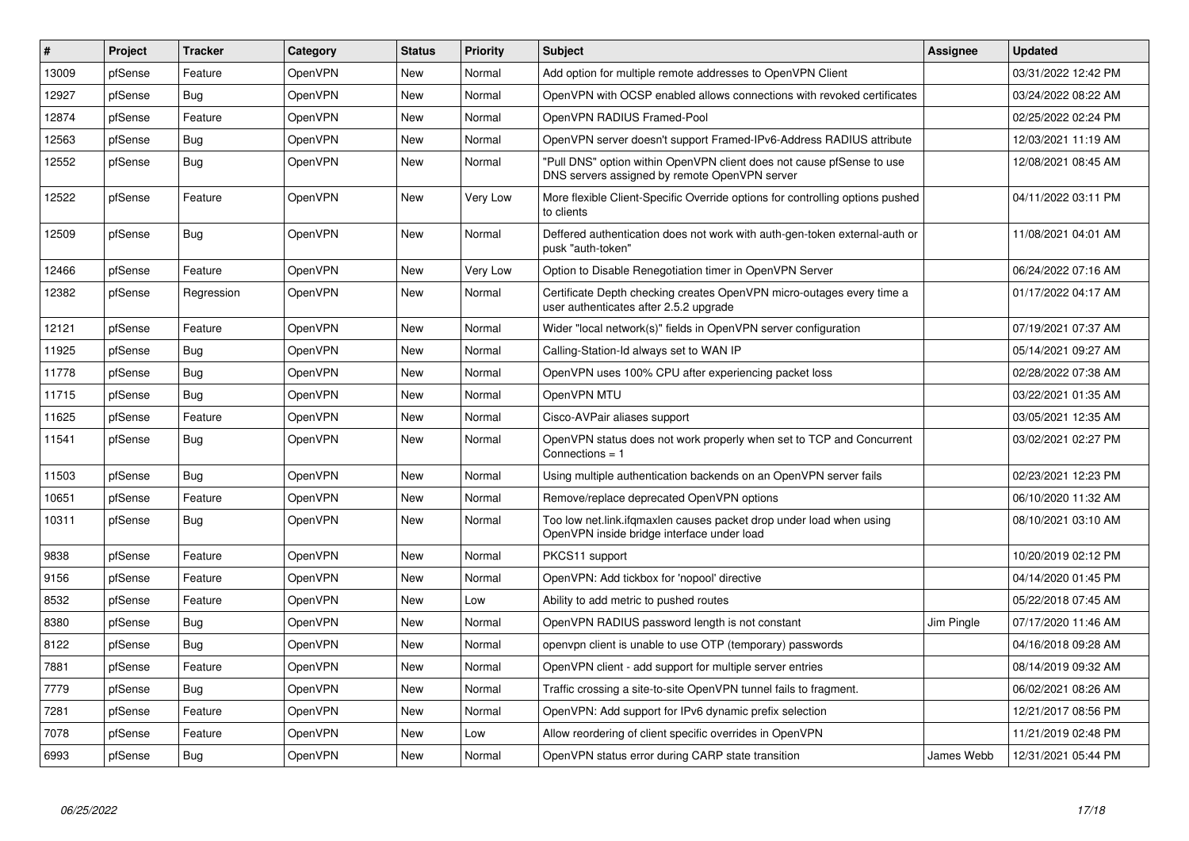| # | Project | Tracker | Category | Status | Priority | Subject | Assignee | Updated |
|---|---|---|---|---|---|---|---|---|
| 13009 | pfSense | Feature | OpenVPN | New | Normal | Add option for multiple remote addresses to OpenVPN Client | | 03/31/2022 12:42 PM |
| 12927 | pfSense | Bug | OpenVPN | New | Normal | OpenVPN with OCSP enabled allows connections with revoked certificates | | 03/24/2022 08:22 AM |
| 12874 | pfSense | Feature | OpenVPN | New | Normal | OpenVPN RADIUS Framed-Pool | | 02/25/2022 02:24 PM |
| 12563 | pfSense | Bug | OpenVPN | New | Normal | OpenVPN server doesn't support Framed-IPv6-Address RADIUS attribute | | 12/03/2021 11:19 AM |
| 12552 | pfSense | Bug | OpenVPN | New | Normal | "Pull DNS" option within OpenVPN client does not cause pfSense to use DNS servers assigned by remote OpenVPN server | | 12/08/2021 08:45 AM |
| 12522 | pfSense | Feature | OpenVPN | New | Very Low | More flexible Client-Specific Override options for controlling options pushed to clients | | 04/11/2022 03:11 PM |
| 12509 | pfSense | Bug | OpenVPN | New | Normal | Deffered authentication does not work with auth-gen-token external-auth or pusk "auth-token" | | 11/08/2021 04:01 AM |
| 12466 | pfSense | Feature | OpenVPN | New | Very Low | Option to Disable Renegotiation timer in OpenVPN Server | | 06/24/2022 07:16 AM |
| 12382 | pfSense | Regression | OpenVPN | New | Normal | Certificate Depth checking creates OpenVPN micro-outages every time a user authenticates after 2.5.2 upgrade | | 01/17/2022 04:17 AM |
| 12121 | pfSense | Feature | OpenVPN | New | Normal | Wider "local network(s)" fields in OpenVPN server configuration | | 07/19/2021 07:37 AM |
| 11925 | pfSense | Bug | OpenVPN | New | Normal | Calling-Station-Id always set to WAN IP | | 05/14/2021 09:27 AM |
| 11778 | pfSense | Bug | OpenVPN | New | Normal | OpenVPN uses 100% CPU after experiencing packet loss | | 02/28/2022 07:38 AM |
| 11715 | pfSense | Bug | OpenVPN | New | Normal | OpenVPN MTU | | 03/22/2021 01:35 AM |
| 11625 | pfSense | Feature | OpenVPN | New | Normal | Cisco-AVPair aliases support | | 03/05/2021 12:35 AM |
| 11541 | pfSense | Bug | OpenVPN | New | Normal | OpenVPN status does not work properly when set to TCP and Concurrent Connections = 1 | | 03/02/2021 02:27 PM |
| 11503 | pfSense | Bug | OpenVPN | New | Normal | Using multiple authentication backends on an OpenVPN server fails | | 02/23/2021 12:23 PM |
| 10651 | pfSense | Feature | OpenVPN | New | Normal | Remove/replace deprecated OpenVPN options | | 06/10/2020 11:32 AM |
| 10311 | pfSense | Bug | OpenVPN | New | Normal | Too low net.link.ifqmaxlen causes packet drop under load when using OpenVPN inside bridge interface under load | | 08/10/2021 03:10 AM |
| 9838 | pfSense | Feature | OpenVPN | New | Normal | PKCS11 support | | 10/20/2019 02:12 PM |
| 9156 | pfSense | Feature | OpenVPN | New | Normal | OpenVPN: Add tickbox for 'nopool' directive | | 04/14/2020 01:45 PM |
| 8532 | pfSense | Feature | OpenVPN | New | Low | Ability to add metric to pushed routes | | 05/22/2018 07:45 AM |
| 8380 | pfSense | Bug | OpenVPN | New | Normal | OpenVPN RADIUS password length is not constant | Jim Pingle | 07/17/2020 11:46 AM |
| 8122 | pfSense | Bug | OpenVPN | New | Normal | openvpn client is unable to use OTP (temporary) passwords | | 04/16/2018 09:28 AM |
| 7881 | pfSense | Feature | OpenVPN | New | Normal | OpenVPN client - add support for multiple server entries | | 08/14/2019 09:32 AM |
| 7779 | pfSense | Bug | OpenVPN | New | Normal | Traffic crossing a site-to-site OpenVPN tunnel fails to fragment. | | 06/02/2021 08:26 AM |
| 7281 | pfSense | Feature | OpenVPN | New | Normal | OpenVPN: Add support for IPv6 dynamic prefix selection | | 12/21/2017 08:56 PM |
| 7078 | pfSense | Feature | OpenVPN | New | Low | Allow reordering of client specific overrides in OpenVPN | | 11/21/2019 02:48 PM |
| 6993 | pfSense | Bug | OpenVPN | New | Normal | OpenVPN status error during CARP state transition | James Webb | 12/31/2021 05:44 PM |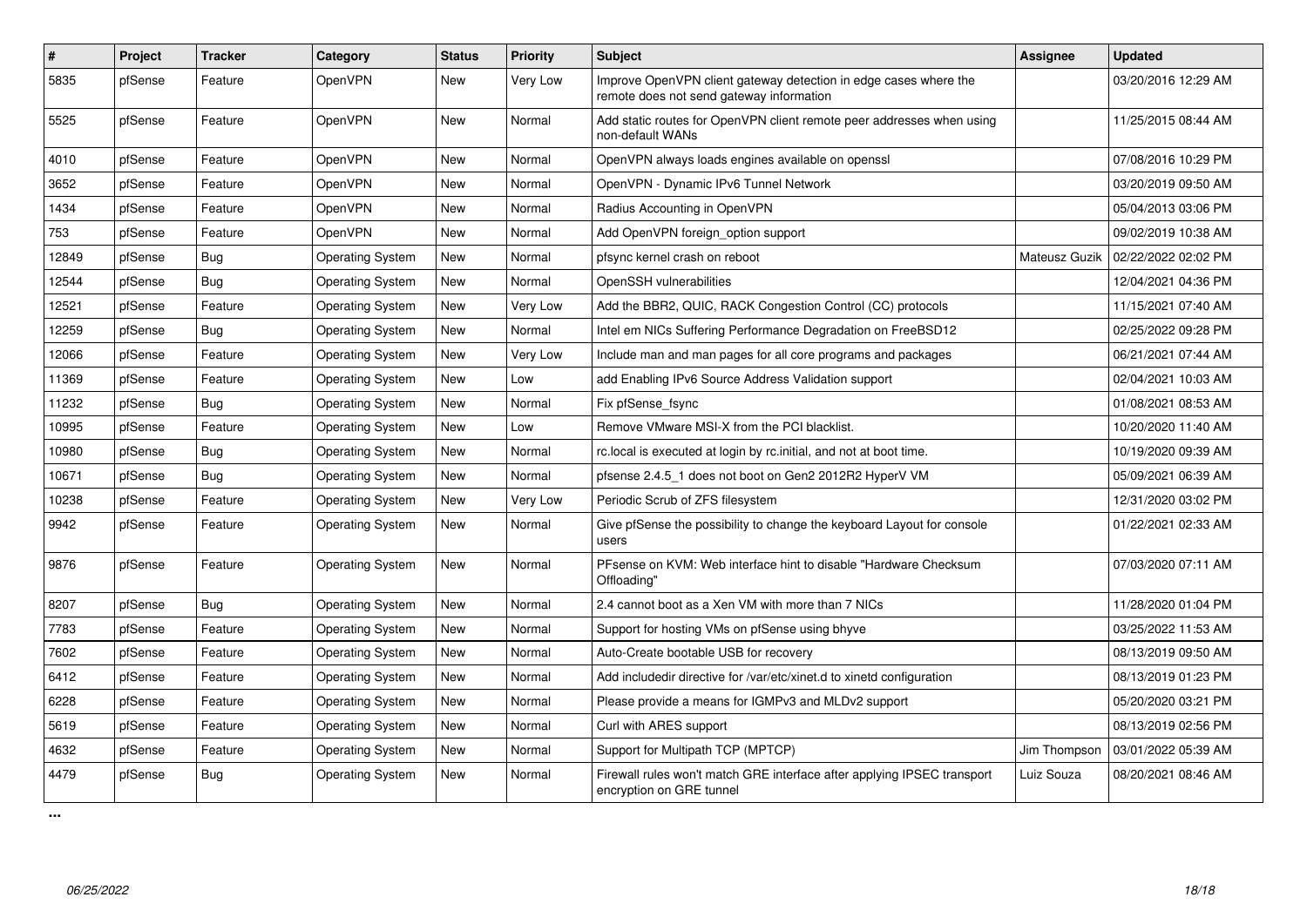| # | Project | Tracker | Category | Status | Priority | Subject | Assignee | Updated |
|---|---|---|---|---|---|---|---|---|
| 5835 | pfSense | Feature | OpenVPN | New | Very Low | Improve OpenVPN client gateway detection in edge cases where the remote does not send gateway information | | 03/20/2016 12:29 AM |
| 5525 | pfSense | Feature | OpenVPN | New | Normal | Add static routes for OpenVPN client remote peer addresses when using non-default WANs | | 11/25/2015 08:44 AM |
| 4010 | pfSense | Feature | OpenVPN | New | Normal | OpenVPN always loads engines available on openssl | | 07/08/2016 10:29 PM |
| 3652 | pfSense | Feature | OpenVPN | New | Normal | OpenVPN - Dynamic IPv6 Tunnel Network | | 03/20/2019 09:50 AM |
| 1434 | pfSense | Feature | OpenVPN | New | Normal | Radius Accounting in OpenVPN | | 05/04/2013 03:06 PM |
| 753 | pfSense | Feature | OpenVPN | New | Normal | Add OpenVPN foreign_option support | | 09/02/2019 10:38 AM |
| 12849 | pfSense | Bug | Operating System | New | Normal | pfsync kernel crash on reboot | Mateusz Guzik | 02/22/2022 02:02 PM |
| 12544 | pfSense | Bug | Operating System | New | Normal | OpenSSH vulnerabilities | | 12/04/2021 04:36 PM |
| 12521 | pfSense | Feature | Operating System | New | Very Low | Add the BBR2, QUIC, RACK Congestion Control (CC) protocols | | 11/15/2021 07:40 AM |
| 12259 | pfSense | Bug | Operating System | New | Normal | Intel em NICs Suffering Performance Degradation on FreeBSD12 | | 02/25/2022 09:28 PM |
| 12066 | pfSense | Feature | Operating System | New | Very Low | Include man and man pages for all core programs and packages | | 06/21/2021 07:44 AM |
| 11369 | pfSense | Feature | Operating System | New | Low | add Enabling IPv6 Source Address Validation support | | 02/04/2021 10:03 AM |
| 11232 | pfSense | Bug | Operating System | New | Normal | Fix pfSense_fsync | | 01/08/2021 08:53 AM |
| 10995 | pfSense | Feature | Operating System | New | Low | Remove VMware MSI-X from the PCI blacklist. | | 10/20/2020 11:40 AM |
| 10980 | pfSense | Bug | Operating System | New | Normal | rc.local is executed at login by rc.initial, and not at boot time. | | 10/19/2020 09:39 AM |
| 10671 | pfSense | Bug | Operating System | New | Normal | pfsense 2.4.5_1 does not boot on Gen2 2012R2 HyperV VM | | 05/09/2021 06:39 AM |
| 10238 | pfSense | Feature | Operating System | New | Very Low | Periodic Scrub of ZFS filesystem | | 12/31/2020 03:02 PM |
| 9942 | pfSense | Feature | Operating System | New | Normal | Give pfSense the possibility to change the keyboard Layout for console users | | 01/22/2021 02:33 AM |
| 9876 | pfSense | Feature | Operating System | New | Normal | PFsense on KVM: Web interface hint to disable "Hardware Checksum Offloading" | | 07/03/2020 07:11 AM |
| 8207 | pfSense | Bug | Operating System | New | Normal | 2.4 cannot boot as a Xen VM with more than 7 NICs | | 11/28/2020 01:04 PM |
| 7783 | pfSense | Feature | Operating System | New | Normal | Support for hosting VMs on pfSense using bhyve | | 03/25/2022 11:53 AM |
| 7602 | pfSense | Feature | Operating System | New | Normal | Auto-Create bootable USB for recovery | | 08/13/2019 09:50 AM |
| 6412 | pfSense | Feature | Operating System | New | Normal | Add includedir directive for /var/etc/xinet.d to xinetd configuration | | 08/13/2019 01:23 PM |
| 6228 | pfSense | Feature | Operating System | New | Normal | Please provide a means for IGMPv3 and MLDv2 support | | 05/20/2020 03:21 PM |
| 5619 | pfSense | Feature | Operating System | New | Normal | Curl with ARES support | | 08/13/2019 02:56 PM |
| 4632 | pfSense | Feature | Operating System | New | Normal | Support for Multipath TCP (MPTCP) | Jim Thompson | 03/01/2022 05:39 AM |
| 4479 | pfSense | Bug | Operating System | New | Normal | Firewall rules won't match GRE interface after applying IPSEC transport encryption on GRE tunnel | Luiz Souza | 08/20/2021 08:46 AM |

...